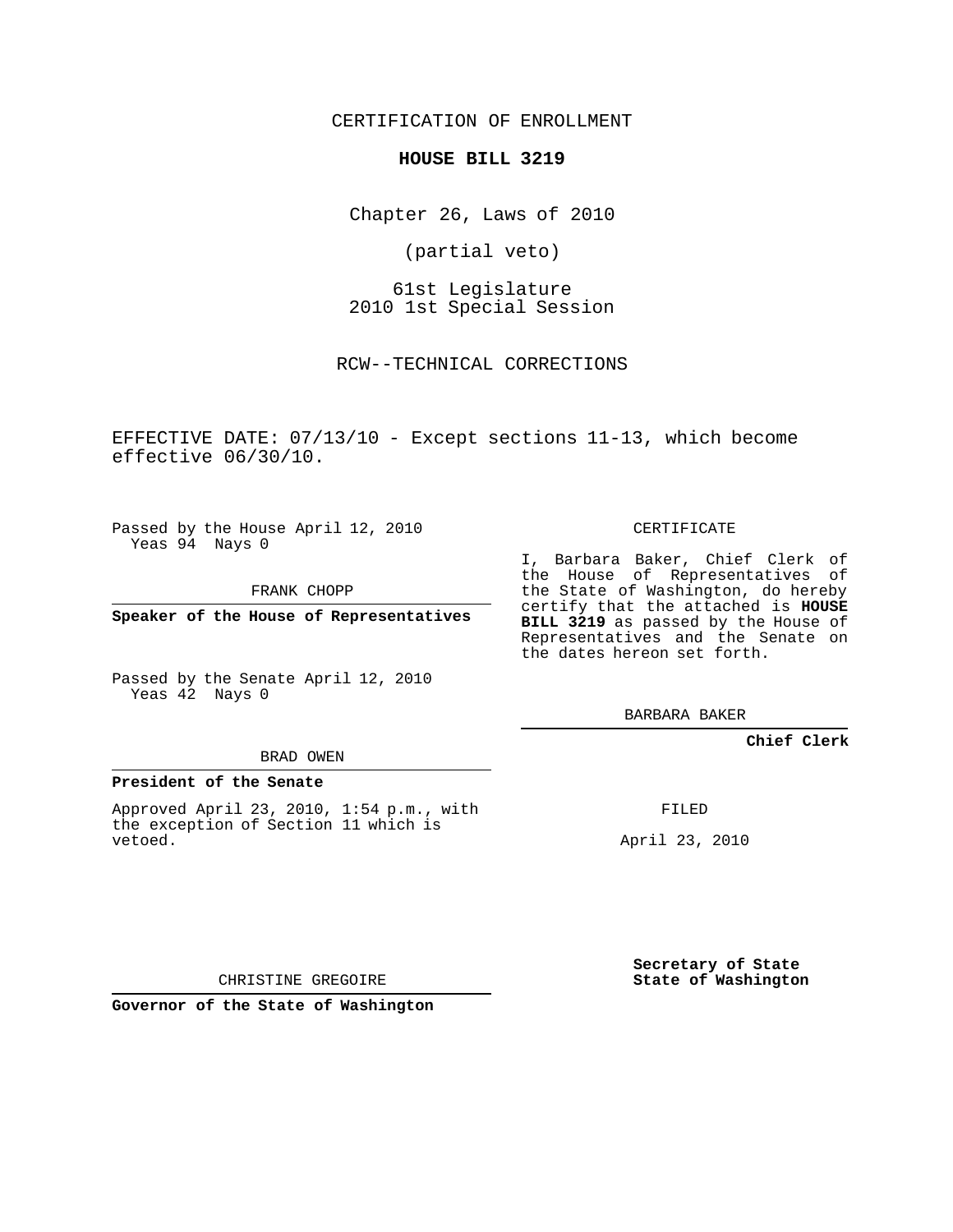CERTIFICATION OF ENROLLMENT

**HOUSE BILL 3219**

Chapter 26, Laws of 2010

(partial veto)

61st Legislature
2010 1st Special Session

RCW--TECHNICAL CORRECTIONS

EFFECTIVE DATE: 07/13/10 - Except sections 11-13, which become effective 06/30/10.

Passed by the House April 12, 2010
Yeas 94 Nays 0

FRANK CHOPP

**Speaker of the House of Representatives**

Passed by the Senate April 12, 2010
Yeas 42 Nays 0

BRAD OWEN

**President of the Senate**

Approved April 23, 2010, 1:54 p.m., with the exception of Section 11 which is vetoed.

CHRISTINE GREGOIRE

**Governor of the State of Washington**

CERTIFICATE

I, Barbara Baker, Chief Clerk of the House of Representatives of the State of Washington, do hereby certify that the attached is **HOUSE BILL 3219** as passed by the House of Representatives and the Senate on the dates hereon set forth.

BARBARA BAKER

**Chief Clerk**

FILED

April 23, 2010

**Secretary of State**
**State of Washington**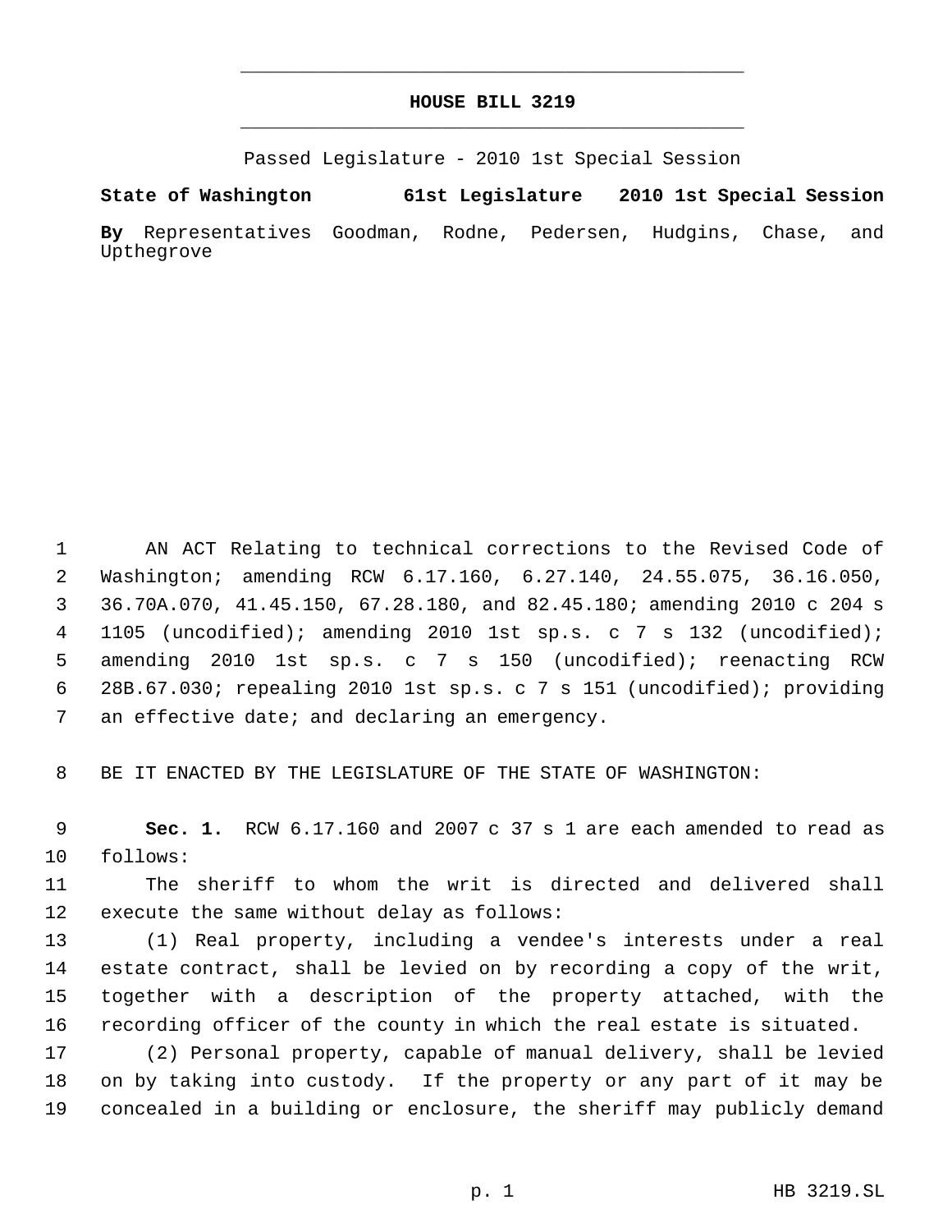# HOUSE BILL 3219

Passed Legislature - 2010 1st Special Session

**State of Washington 61st Legislature 2010 1st Special Session**

**By** Representatives Goodman, Rodne, Pedersen, Hudgins, Chase, and Upthegrove

AN ACT Relating to technical corrections to the Revised Code of Washington; amending RCW 6.17.160, 6.27.140, 24.55.075, 36.16.050, 36.70A.070, 41.45.150, 67.28.180, and 82.45.180; amending 2010 c 204 s 1105 (uncodified); amending 2010 1st sp.s. c 7 s 132 (uncodified); amending 2010 1st sp.s. c 7 s 150 (uncodified); reenacting RCW 28B.67.030; repealing 2010 1st sp.s. c 7 s 151 (uncodified); providing an effective date; and declaring an emergency.

BE IT ENACTED BY THE LEGISLATURE OF THE STATE OF WASHINGTON:

**Sec. 1.** RCW 6.17.160 and 2007 c 37 s 1 are each amended to read as follows:

The sheriff to whom the writ is directed and delivered shall execute the same without delay as follows:

(1) Real property, including a vendee's interests under a real estate contract, shall be levied on by recording a copy of the writ, together with a description of the property attached, with the recording officer of the county in which the real estate is situated.

(2) Personal property, capable of manual delivery, shall be levied on by taking into custody. If the property or any part of it may be concealed in a building or enclosure, the sheriff may publicly demand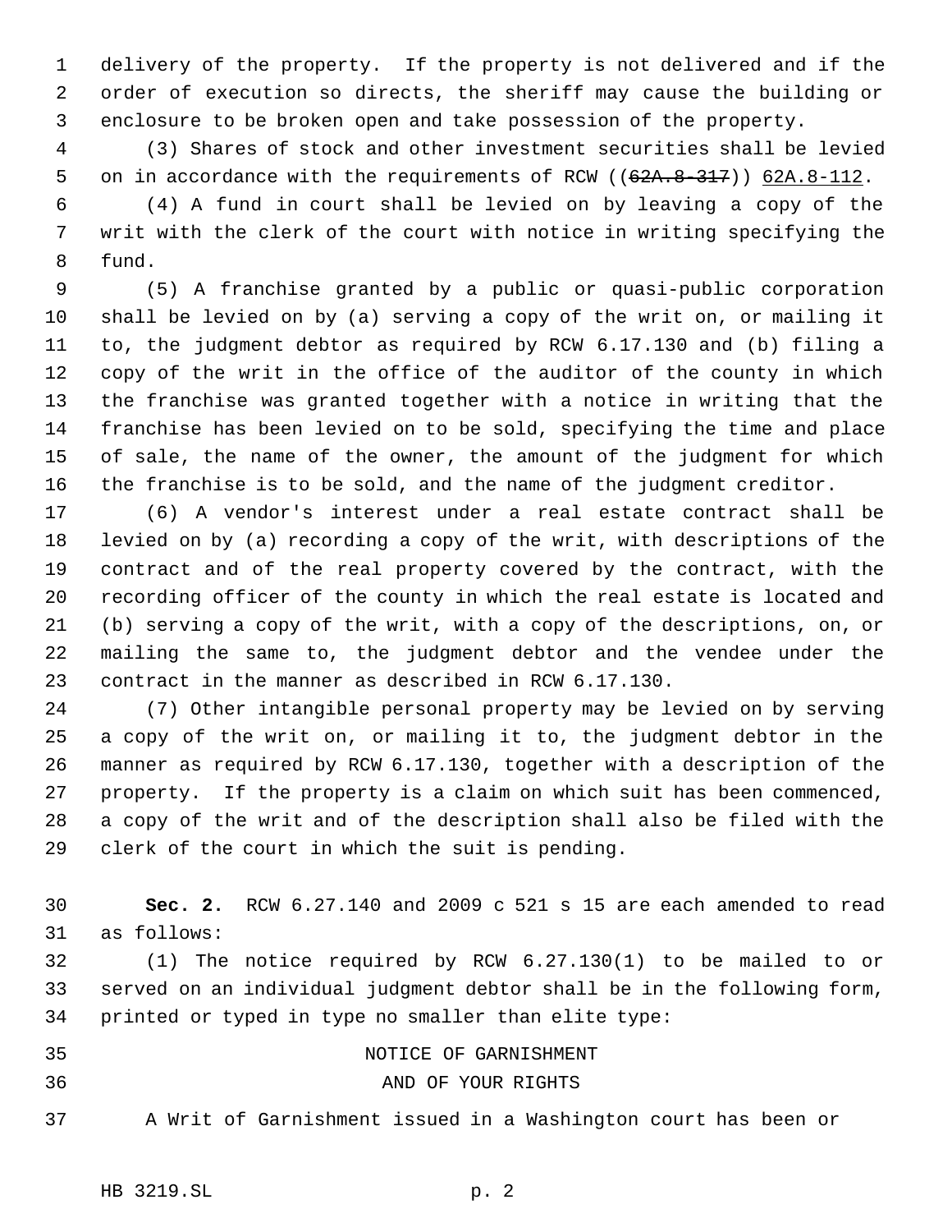delivery of the property. If the property is not delivered and if the order of execution so directs, the sheriff may cause the building or enclosure to be broken open and take possession of the property.

(3) Shares of stock and other investment securities shall be levied on in accordance with the requirements of RCW ((~~62A.8-317~~)) 62A.8-112.

(4) A fund in court shall be levied on by leaving a copy of the writ with the clerk of the court with notice in writing specifying the fund.

(5) A franchise granted by a public or quasi-public corporation shall be levied on by (a) serving a copy of the writ on, or mailing it to, the judgment debtor as required by RCW 6.17.130 and (b) filing a copy of the writ in the office of the auditor of the county in which the franchise was granted together with a notice in writing that the franchise has been levied on to be sold, specifying the time and place of sale, the name of the owner, the amount of the judgment for which the franchise is to be sold, and the name of the judgment creditor.

(6) A vendor's interest under a real estate contract shall be levied on by (a) recording a copy of the writ, with descriptions of the contract and of the real property covered by the contract, with the recording officer of the county in which the real estate is located and (b) serving a copy of the writ, with a copy of the descriptions, on, or mailing the same to, the judgment debtor and the vendee under the contract in the manner as described in RCW 6.17.130.

(7) Other intangible personal property may be levied on by serving a copy of the writ on, or mailing it to, the judgment debtor in the manner as required by RCW 6.17.130, together with a description of the property. If the property is a claim on which suit has been commenced, a copy of the writ and of the description shall also be filed with the clerk of the court in which the suit is pending.

**Sec. 2.** RCW 6.27.140 and 2009 c 521 s 15 are each amended to read as follows:

(1) The notice required by RCW 6.27.130(1) to be mailed to or served on an individual judgment debtor shall be in the following form, printed or typed in type no smaller than elite type:

NOTICE OF GARNISHMENT
AND OF YOUR RIGHTS

A Writ of Garnishment issued in a Washington court has been or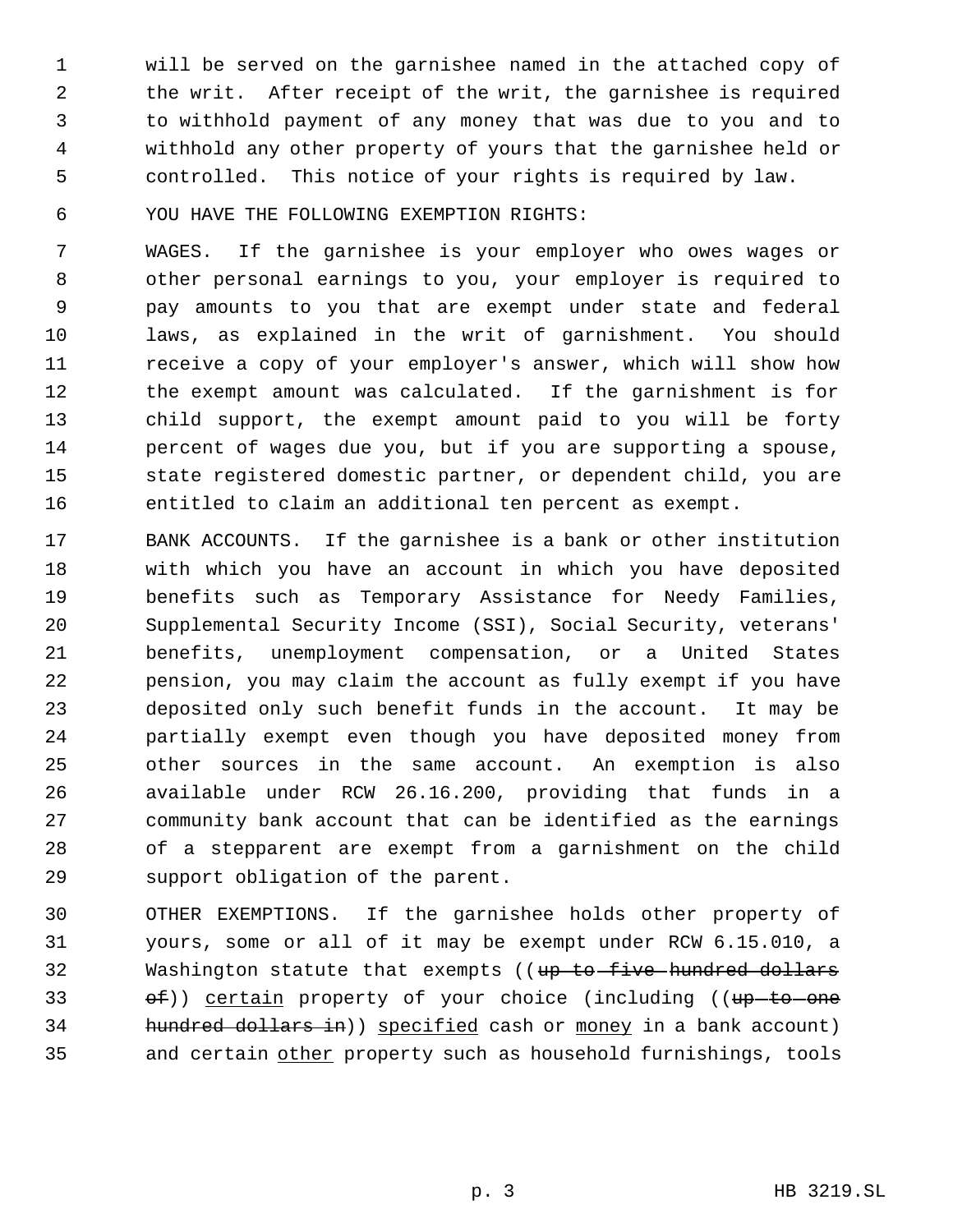will be served on the garnishee named in the attached copy of the writ. After receipt of the writ, the garnishee is required to withhold payment of any money that was due to you and to withhold any other property of yours that the garnishee held or controlled. This notice of your rights is required by law.

YOU HAVE THE FOLLOWING EXEMPTION RIGHTS:

WAGES. If the garnishee is your employer who owes wages or other personal earnings to you, your employer is required to pay amounts to you that are exempt under state and federal laws, as explained in the writ of garnishment. You should receive a copy of your employer's answer, which will show how the exempt amount was calculated. If the garnishment is for child support, the exempt amount paid to you will be forty percent of wages due you, but if you are supporting a spouse, state registered domestic partner, or dependent child, you are entitled to claim an additional ten percent as exempt.

BANK ACCOUNTS. If the garnishee is a bank or other institution with which you have an account in which you have deposited benefits such as Temporary Assistance for Needy Families, Supplemental Security Income (SSI), Social Security, veterans' benefits, unemployment compensation, or a United States pension, you may claim the account as fully exempt if you have deposited only such benefit funds in the account. It may be partially exempt even though you have deposited money from other sources in the same account. An exemption is also available under RCW 26.16.200, providing that funds in a community bank account that can be identified as the earnings of a stepparent are exempt from a garnishment on the child support obligation of the parent.

OTHER EXEMPTIONS. If the garnishee holds other property of yours, some or all of it may be exempt under RCW 6.15.010, a Washington statute that exempts ((~~up to five hundred dollars of~~)) <u>certain</u> property of your choice (including ((~~up to one hundred dollars in~~)) <u>specified</u> cash or <u>money</u> in a bank account) and certain <u>other</u> property such as household furnishings, tools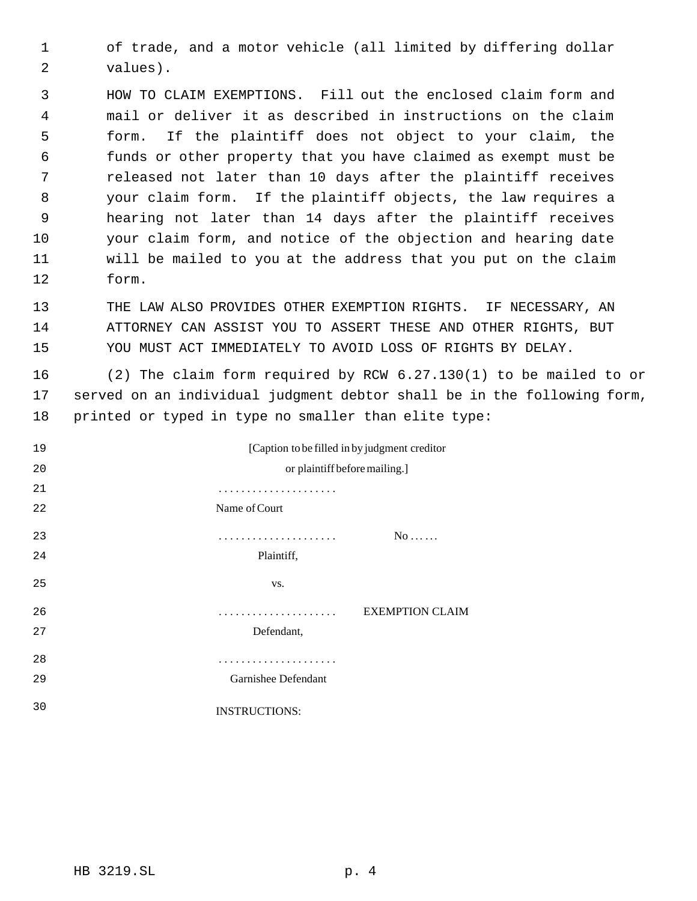of trade, and a motor vehicle (all limited by differing dollar values).

HOW TO CLAIM EXEMPTIONS. Fill out the enclosed claim form and mail or deliver it as described in instructions on the claim form. If the plaintiff does not object to your claim, the funds or other property that you have claimed as exempt must be released not later than 10 days after the plaintiff receives your claim form. If the plaintiff objects, the law requires a hearing not later than 14 days after the plaintiff receives your claim form, and notice of the objection and hearing date will be mailed to you at the address that you put on the claim form.

THE LAW ALSO PROVIDES OTHER EXEMPTION RIGHTS. IF NECESSARY, AN ATTORNEY CAN ASSIST YOU TO ASSERT THESE AND OTHER RIGHTS, BUT YOU MUST ACT IMMEDIATELY TO AVOID LOSS OF RIGHTS BY DELAY.

(2) The claim form required by RCW 6.27.130(1) to be mailed to or served on an individual judgment debtor shall be in the following form, printed or typed in type no smaller than elite type:

[Caption to be filled in by judgment creditor
or plaintiff before mailing.]

. . . . . . . . . . . . . . . . . . . . .
Name of Court

. . . . . . . . . . . . . . . . . . . . . No . . . . . .
Plaintiff,

vs.

. . . . . . . . . . . . . . . . . . . . . EXEMPTION CLAIM
Defendant,

. . . . . . . . . . . . . . . . . . . . .
Garnishee Defendant

INSTRUCTIONS: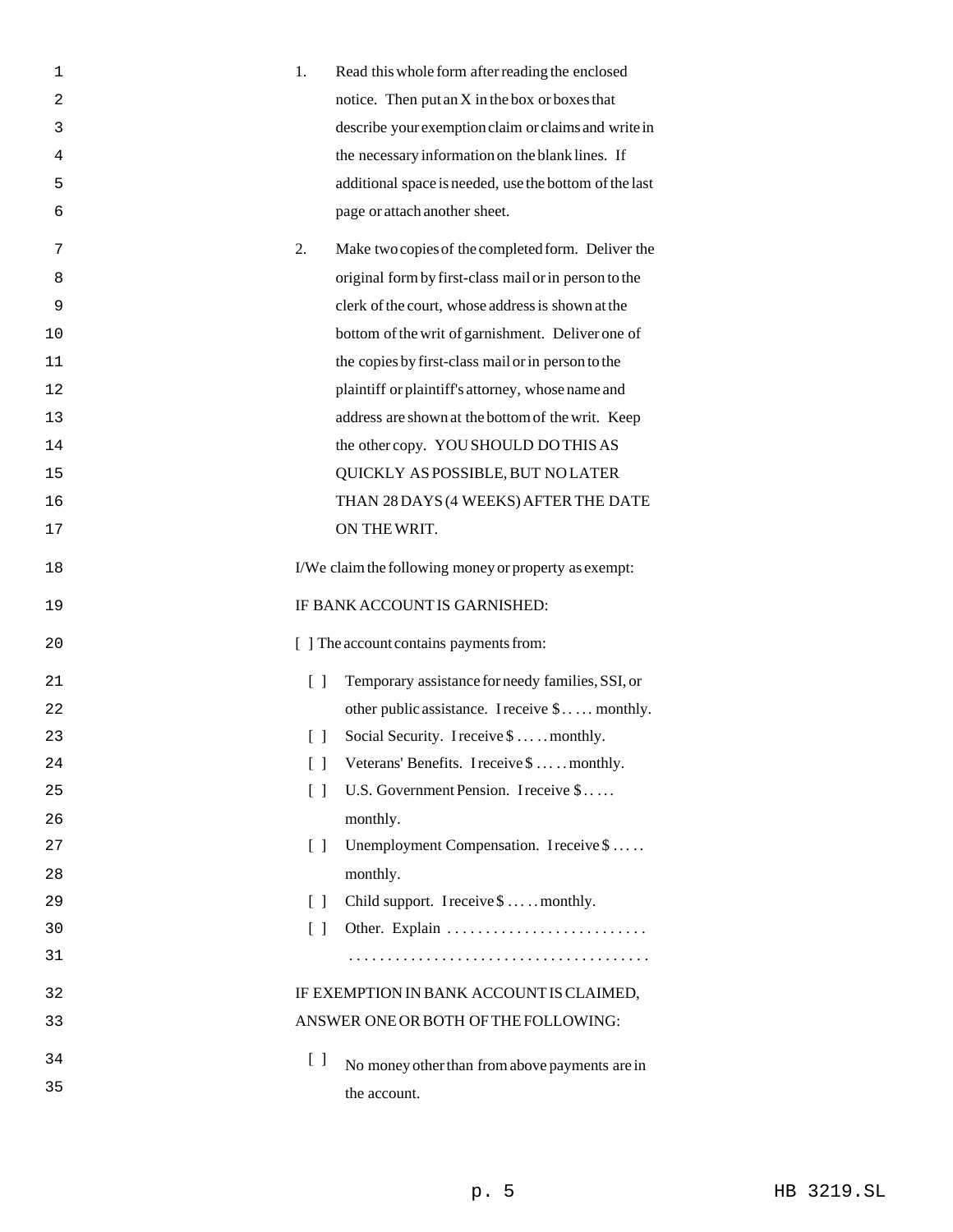1. Read this whole form after reading the enclosed notice. Then put an X in the box or boxes that describe your exemption claim or claims and write in the necessary information on the blank lines. If additional space is needed, use the bottom of the last page or attach another sheet.

2. Make two copies of the completed form. Deliver the original form by first-class mail or in person to the clerk of the court, whose address is shown at the bottom of the writ of garnishment. Deliver one of the copies by first-class mail or in person to the plaintiff or plaintiff's attorney, whose name and address are shown at the bottom of the writ. Keep the other copy. YOU SHOULD DO THIS AS QUICKLY AS POSSIBLE, BUT NO LATER THAN 28 DAYS (4 WEEKS) AFTER THE DATE ON THE WRIT.

I/We claim the following money or property as exempt:

IF BANK ACCOUNT IS GARNISHED:

[ ] The account contains payments from:

- [ ] Temporary assistance for needy families, SSI, or other public assistance. I receive $..... monthly.
- [ ] Social Security. I receive $..... monthly.
- [ ] Veterans' Benefits. I receive $..... monthly.
- [ ] U.S. Government Pension. I receive $..... monthly.
- [ ] Unemployment Compensation. I receive $..... monthly.
- [ ] Child support. I receive $..... monthly.
- [ ] Other. Explain ..........................
  .......................................

IF EXEMPTION IN BANK ACCOUNT IS CLAIMED, ANSWER ONE OR BOTH OF THE FOLLOWING:

- [ ] No money other than from above payments are in the account.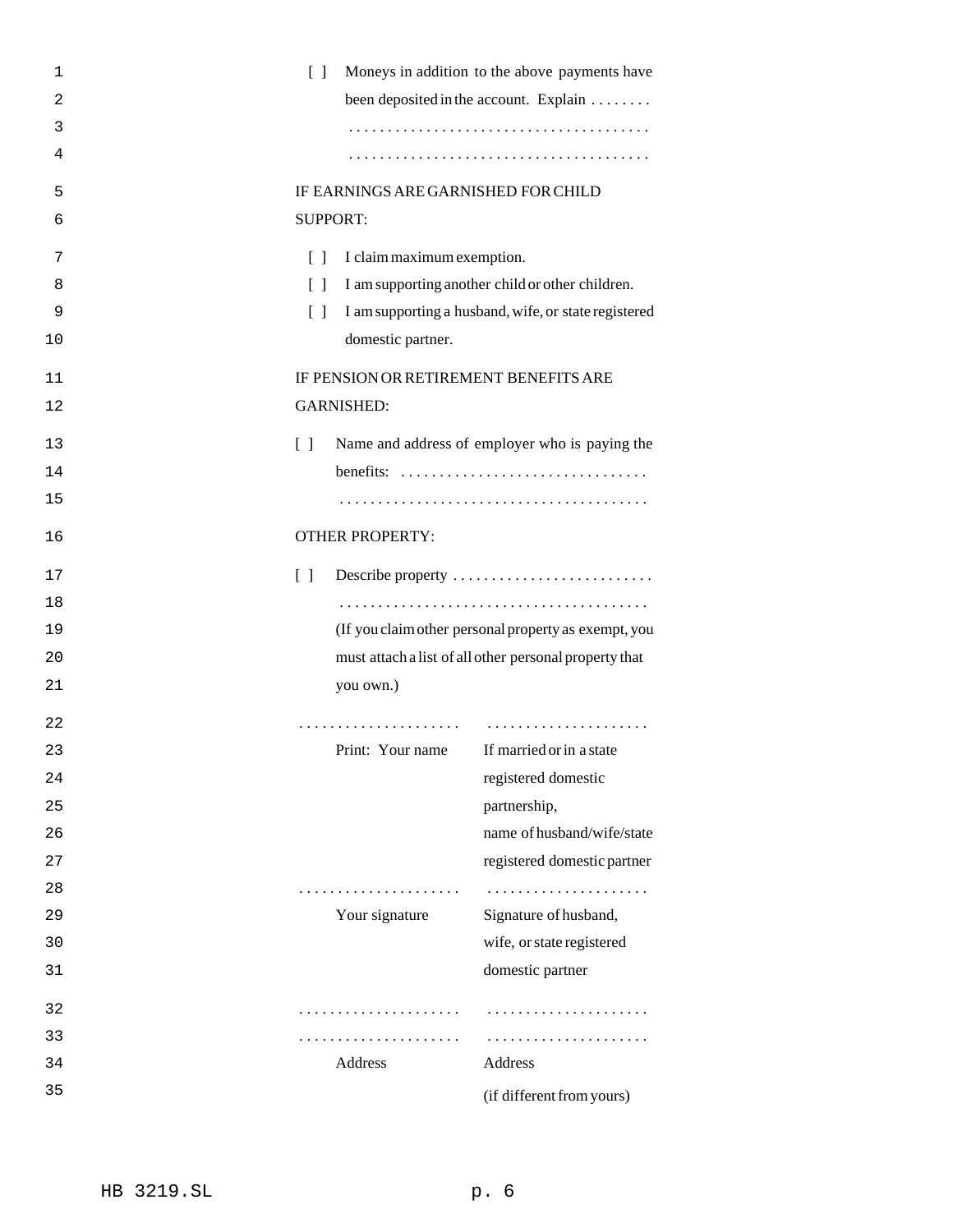[ ] Moneys in addition to the above payments have been deposited in the account. Explain . . . . . . . .
. . . . . . . . . . . . . . . . . . . . . . . . . . . . . . . . . . . . .
. . . . . . . . . . . . . . . . . . . . . . . . . . . . . . . . . . . . .

IF EARNINGS ARE GARNISHED FOR CHILD SUPPORT:

[ ] I claim maximum exemption.

[ ] I am supporting another child or other children.

[ ] I am supporting a husband, wife, or state registered domestic partner.

IF PENSION OR RETIREMENT BENEFITS ARE GARNISHED:

[ ] Name and address of employer who is paying the benefits: . . . . . . . . . . . . . . . . . . . . . . . . . . . . . . .
. . . . . . . . . . . . . . . . . . . . . . . . . . . . . . . . . . . . . .

OTHER PROPERTY:

[ ] Describe property . . . . . . . . . . . . . . . . . . . . . . . . . .
. . . . . . . . . . . . . . . . . . . . . . . . . . . . . . . . . . . . . .
(If you claim other personal property as exempt, you must attach a list of all other personal property that you own.)

| | |
|---|---|
| . . . . . . . . . . . . . . . . . . . . | . . . . . . . . . . . . . . . . . . . . |
| Print: Your name | If married or in a state registered domestic partnership, name of husband/wife/state registered domestic partner |
| . . . . . . . . . . . . . . . . . . . . | . . . . . . . . . . . . . . . . . . . . |
| Your signature | Signature of husband, wife, or state registered domestic partner |
| . . . . . . . . . . . . . . . . . . . . | . . . . . . . . . . . . . . . . . . . . |
| . . . . . . . . . . . . . . . . . . . . | . . . . . . . . . . . . . . . . . . . . |
| Address | Address (if different from yours) |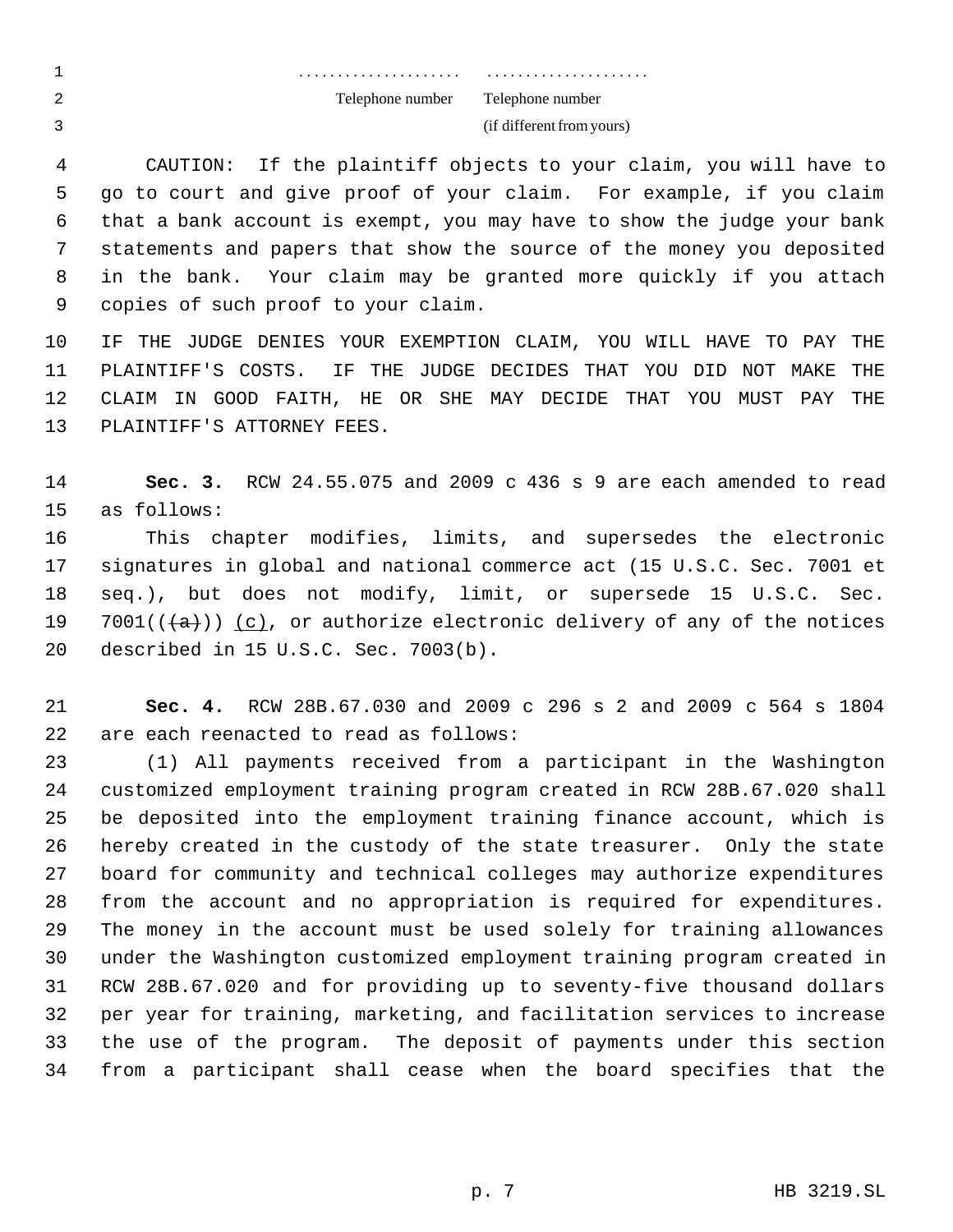..................... .....................
Telephone number Telephone number
(if different from yours)

CAUTION: If the plaintiff objects to your claim, you will have to go to court and give proof of your claim. For example, if you claim that a bank account is exempt, you may have to show the judge your bank statements and papers that show the source of the money you deposited in the bank. Your claim may be granted more quickly if you attach copies of such proof to your claim.

IF THE JUDGE DENIES YOUR EXEMPTION CLAIM, YOU WILL HAVE TO PAY THE PLAINTIFF'S COSTS. IF THE JUDGE DECIDES THAT YOU DID NOT MAKE THE CLAIM IN GOOD FAITH, HE OR SHE MAY DECIDE THAT YOU MUST PAY THE PLAINTIFF'S ATTORNEY FEES.

**Sec. 3.** RCW 24.55.075 and 2009 c 436 s 9 are each amended to read as follows:

This chapter modifies, limits, and supersedes the electronic signatures in global and national commerce act (15 U.S.C. Sec. 7001 et seq.), but does not modify, limit, or supersede 15 U.S.C. Sec. 7001((~~(a)~~)) <u>(c)</u>, or authorize electronic delivery of any of the notices described in 15 U.S.C. Sec. 7003(b).

**Sec. 4.** RCW 28B.67.030 and 2009 c 296 s 2 and 2009 c 564 s 1804 are each reenacted to read as follows:

(1) All payments received from a participant in the Washington customized employment training program created in RCW 28B.67.020 shall be deposited into the employment training finance account, which is hereby created in the custody of the state treasurer. Only the state board for community and technical colleges may authorize expenditures from the account and no appropriation is required for expenditures. The money in the account must be used solely for training allowances under the Washington customized employment training program created in RCW 28B.67.020 and for providing up to seventy-five thousand dollars per year for training, marketing, and facilitation services to increase the use of the program. The deposit of payments under this section from a participant shall cease when the board specifies that the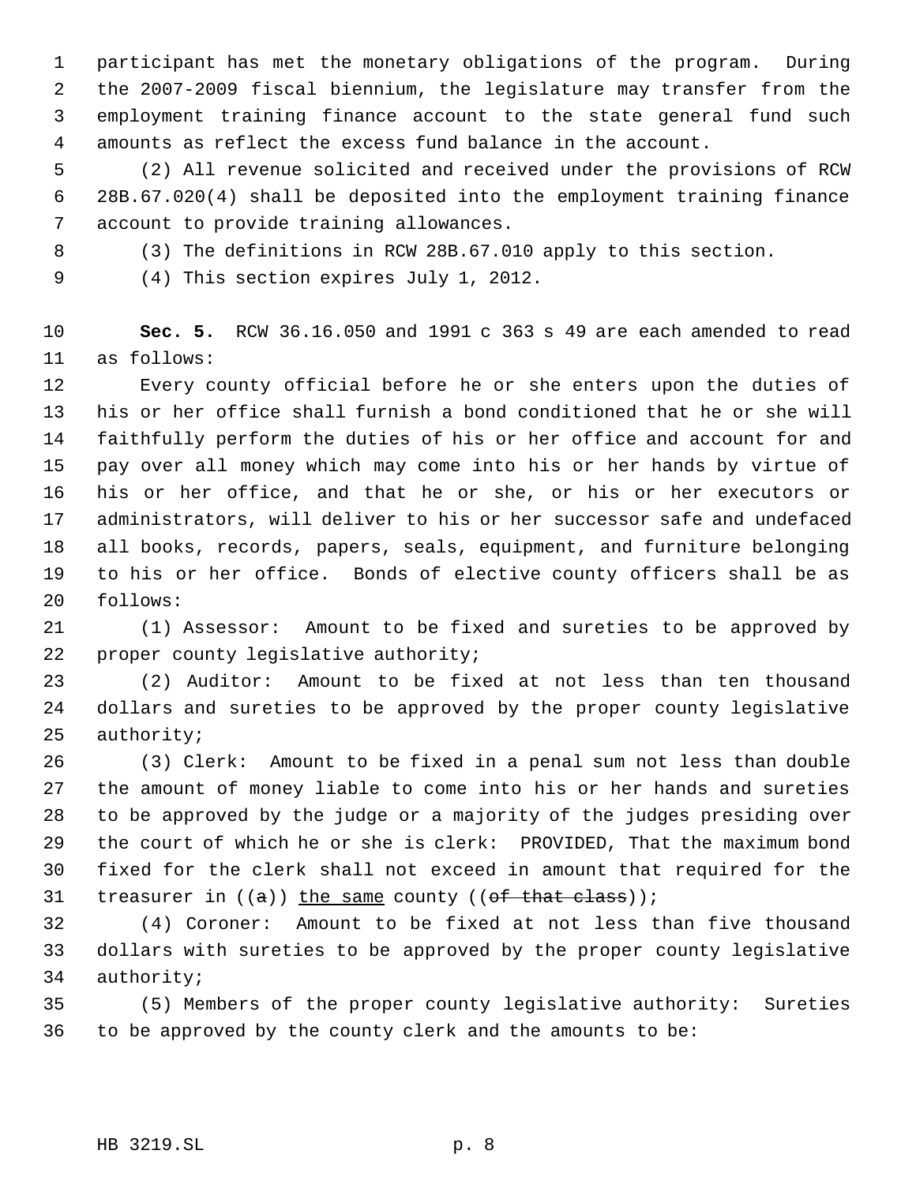participant has met the monetary obligations of the program. During the 2007-2009 fiscal biennium, the legislature may transfer from the employment training finance account to the state general fund such amounts as reflect the excess fund balance in the account.

(2) All revenue solicited and received under the provisions of RCW 28B.67.020(4) shall be deposited into the employment training finance account to provide training allowances.

(3) The definitions in RCW 28B.67.010 apply to this section.

(4) This section expires July 1, 2012.

**Sec. 5.** RCW 36.16.050 and 1991 c 363 s 49 are each amended to read as follows:

Every county official before he or she enters upon the duties of his or her office shall furnish a bond conditioned that he or she will faithfully perform the duties of his or her office and account for and pay over all money which may come into his or her hands by virtue of his or her office, and that he or she, or his or her executors or administrators, will deliver to his or her successor safe and undefaced all books, records, papers, seals, equipment, and furniture belonging to his or her office. Bonds of elective county officers shall be as follows:

(1) Assessor: Amount to be fixed and sureties to be approved by proper county legislative authority;

(2) Auditor: Amount to be fixed at not less than ten thousand dollars and sureties to be approved by the proper county legislative authority;

(3) Clerk: Amount to be fixed in a penal sum not less than double the amount of money liable to come into his or her hands and sureties to be approved by the judge or a majority of the judges presiding over the court of which he or she is clerk: PROVIDED, That the maximum bond fixed for the clerk shall not exceed in amount that required for the treasurer in ((~~a~~)) <u>the same</u> county ((~~of that class~~));

(4) Coroner: Amount to be fixed at not less than five thousand dollars with sureties to be approved by the proper county legislative authority;

(5) Members of the proper county legislative authority: Sureties to be approved by the county clerk and the amounts to be: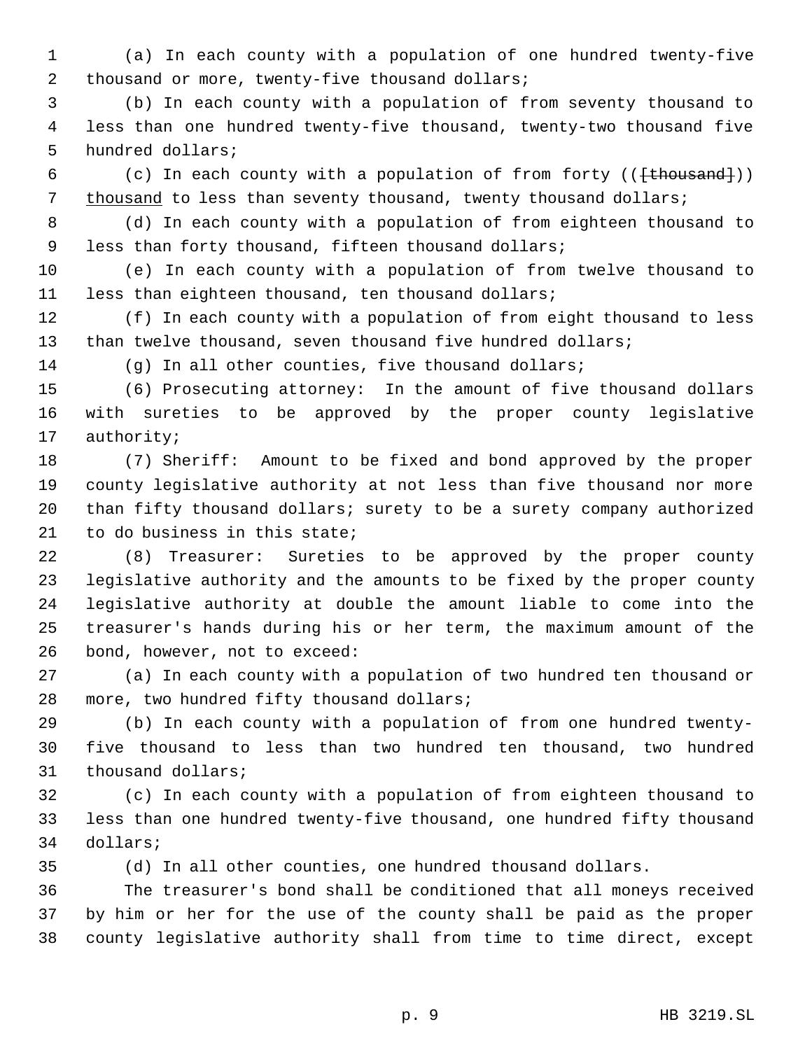(a) In each county with a population of one hundred twenty-five thousand or more, twenty-five thousand dollars;

(b) In each county with a population of from seventy thousand to less than one hundred twenty-five thousand, twenty-two thousand five hundred dollars;

(c) In each county with a population of from forty ((~~[thousand]~~)) <u>thousand</u> to less than seventy thousand, twenty thousand dollars;

(d) In each county with a population of from eighteen thousand to less than forty thousand, fifteen thousand dollars;

(e) In each county with a population of from twelve thousand to less than eighteen thousand, ten thousand dollars;

(f) In each county with a population of from eight thousand to less than twelve thousand, seven thousand five hundred dollars;

(g) In all other counties, five thousand dollars;

(6) Prosecuting attorney: In the amount of five thousand dollars with sureties to be approved by the proper county legislative authority;

(7) Sheriff: Amount to be fixed and bond approved by the proper county legislative authority at not less than five thousand nor more than fifty thousand dollars; surety to be a surety company authorized to do business in this state;

(8) Treasurer: Sureties to be approved by the proper county legislative authority and the amounts to be fixed by the proper county legislative authority at double the amount liable to come into the treasurer's hands during his or her term, the maximum amount of the bond, however, not to exceed:

(a) In each county with a population of two hundred ten thousand or more, two hundred fifty thousand dollars;

(b) In each county with a population of from one hundred twenty-five thousand to less than two hundred ten thousand, two hundred thousand dollars;

(c) In each county with a population of from eighteen thousand to less than one hundred twenty-five thousand, one hundred fifty thousand dollars;

(d) In all other counties, one hundred thousand dollars.

The treasurer's bond shall be conditioned that all moneys received by him or her for the use of the county shall be paid as the proper county legislative authority shall from time to time direct, except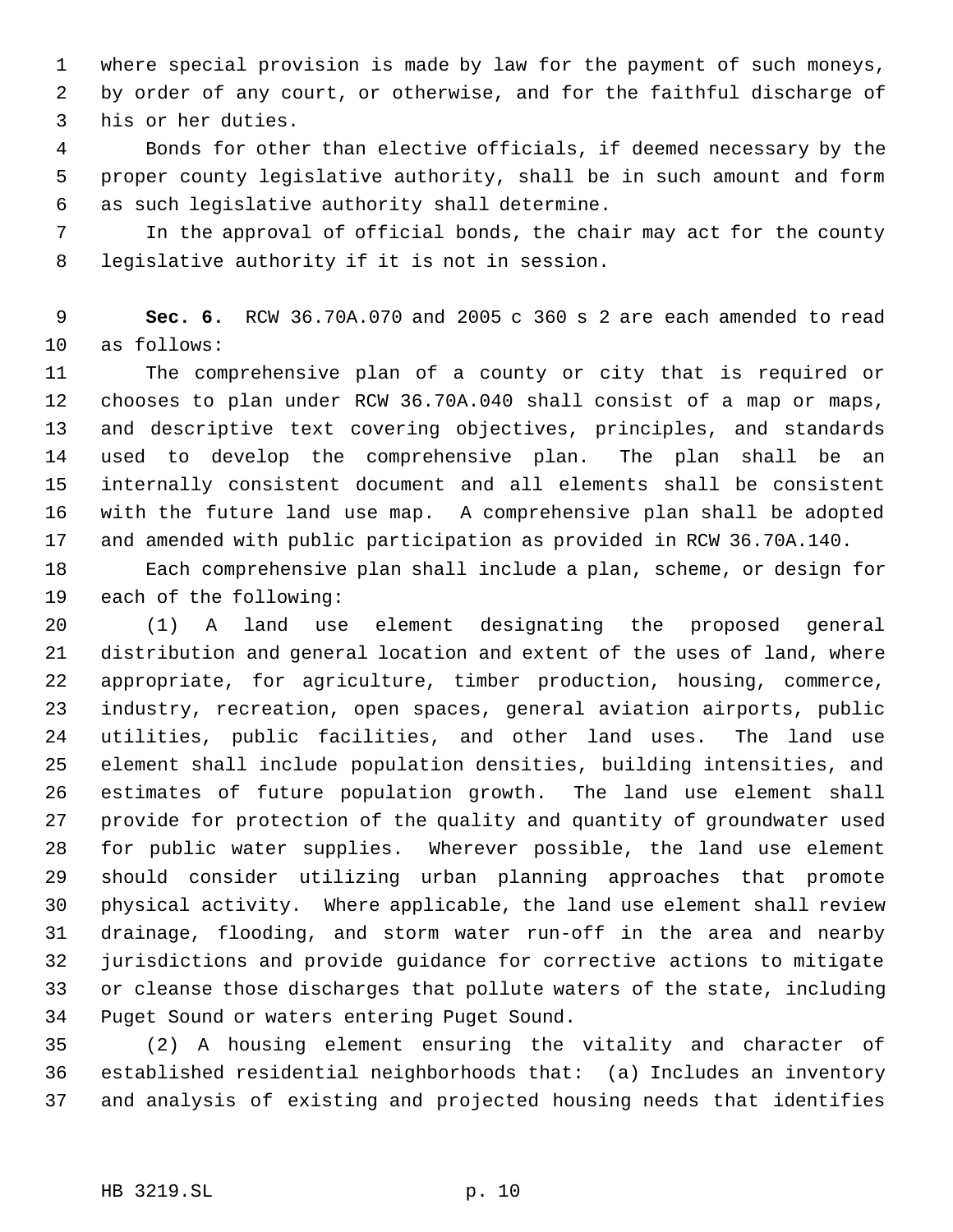where special provision is made by law for the payment of such moneys, by order of any court, or otherwise, and for the faithful discharge of his or her duties.

Bonds for other than elective officials, if deemed necessary by the proper county legislative authority, shall be in such amount and form as such legislative authority shall determine.

In the approval of official bonds, the chair may act for the county legislative authority if it is not in session.

**Sec. 6.** RCW 36.70A.070 and 2005 c 360 s 2 are each amended to read as follows:

The comprehensive plan of a county or city that is required or chooses to plan under RCW 36.70A.040 shall consist of a map or maps, and descriptive text covering objectives, principles, and standards used to develop the comprehensive plan. The plan shall be an internally consistent document and all elements shall be consistent with the future land use map. A comprehensive plan shall be adopted and amended with public participation as provided in RCW 36.70A.140.

Each comprehensive plan shall include a plan, scheme, or design for each of the following:

(1) A land use element designating the proposed general distribution and general location and extent of the uses of land, where appropriate, for agriculture, timber production, housing, commerce, industry, recreation, open spaces, general aviation airports, public utilities, public facilities, and other land uses. The land use element shall include population densities, building intensities, and estimates of future population growth. The land use element shall provide for protection of the quality and quantity of groundwater used for public water supplies. Wherever possible, the land use element should consider utilizing urban planning approaches that promote physical activity. Where applicable, the land use element shall review drainage, flooding, and storm water run-off in the area and nearby jurisdictions and provide guidance for corrective actions to mitigate or cleanse those discharges that pollute waters of the state, including Puget Sound or waters entering Puget Sound.

(2) A housing element ensuring the vitality and character of established residential neighborhoods that: (a) Includes an inventory and analysis of existing and projected housing needs that identifies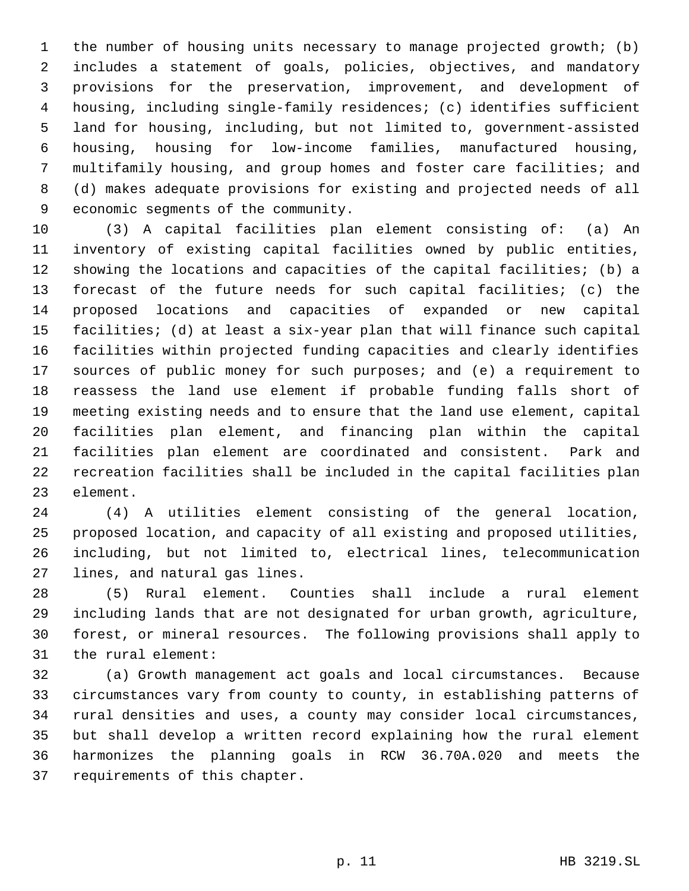the number of housing units necessary to manage projected growth; (b) includes a statement of goals, policies, objectives, and mandatory provisions for the preservation, improvement, and development of housing, including single-family residences; (c) identifies sufficient land for housing, including, but not limited to, government-assisted housing, housing for low-income families, manufactured housing, multifamily housing, and group homes and foster care facilities; and (d) makes adequate provisions for existing and projected needs of all economic segments of the community.

(3) A capital facilities plan element consisting of: (a) An inventory of existing capital facilities owned by public entities, showing the locations and capacities of the capital facilities; (b) a forecast of the future needs for such capital facilities; (c) the proposed locations and capacities of expanded or new capital facilities; (d) at least a six-year plan that will finance such capital facilities within projected funding capacities and clearly identifies sources of public money for such purposes; and (e) a requirement to reassess the land use element if probable funding falls short of meeting existing needs and to ensure that the land use element, capital facilities plan element, and financing plan within the capital facilities plan element are coordinated and consistent. Park and recreation facilities shall be included in the capital facilities plan element.

(4) A utilities element consisting of the general location, proposed location, and capacity of all existing and proposed utilities, including, but not limited to, electrical lines, telecommunication lines, and natural gas lines.

(5) Rural element. Counties shall include a rural element including lands that are not designated for urban growth, agriculture, forest, or mineral resources. The following provisions shall apply to the rural element:

(a) Growth management act goals and local circumstances. Because circumstances vary from county to county, in establishing patterns of rural densities and uses, a county may consider local circumstances, but shall develop a written record explaining how the rural element harmonizes the planning goals in RCW 36.70A.020 and meets the requirements of this chapter.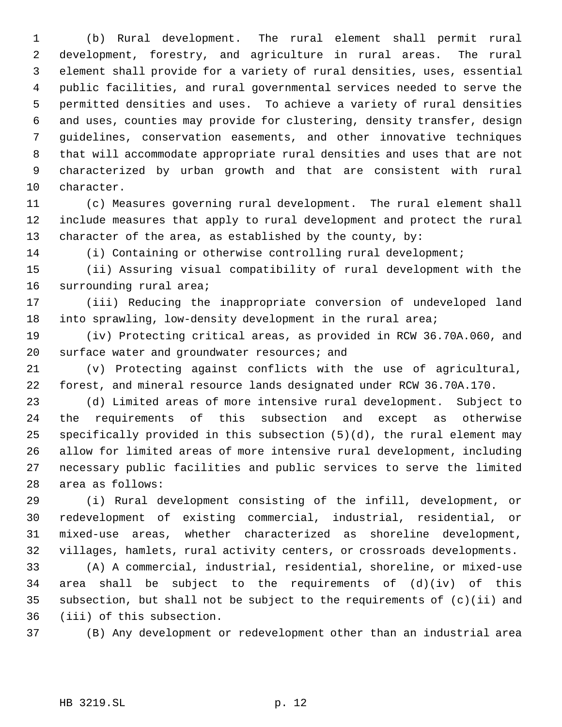(b) Rural development. The rural element shall permit rural development, forestry, and agriculture in rural areas. The rural element shall provide for a variety of rural densities, uses, essential public facilities, and rural governmental services needed to serve the permitted densities and uses. To achieve a variety of rural densities and uses, counties may provide for clustering, density transfer, design guidelines, conservation easements, and other innovative techniques that will accommodate appropriate rural densities and uses that are not characterized by urban growth and that are consistent with rural character.

(c) Measures governing rural development. The rural element shall include measures that apply to rural development and protect the rural character of the area, as established by the county, by:

(i) Containing or otherwise controlling rural development;

(ii) Assuring visual compatibility of rural development with the surrounding rural area;

(iii) Reducing the inappropriate conversion of undeveloped land into sprawling, low-density development in the rural area;

(iv) Protecting critical areas, as provided in RCW 36.70A.060, and surface water and groundwater resources; and

(v) Protecting against conflicts with the use of agricultural, forest, and mineral resource lands designated under RCW 36.70A.170.

(d) Limited areas of more intensive rural development. Subject to the requirements of this subsection and except as otherwise specifically provided in this subsection (5)(d), the rural element may allow for limited areas of more intensive rural development, including necessary public facilities and public services to serve the limited area as follows:

(i) Rural development consisting of the infill, development, or redevelopment of existing commercial, industrial, residential, or mixed-use areas, whether characterized as shoreline development, villages, hamlets, rural activity centers, or crossroads developments.

(A) A commercial, industrial, residential, shoreline, or mixed-use area shall be subject to the requirements of (d)(iv) of this subsection, but shall not be subject to the requirements of (c)(ii) and (iii) of this subsection.

(B) Any development or redevelopment other than an industrial area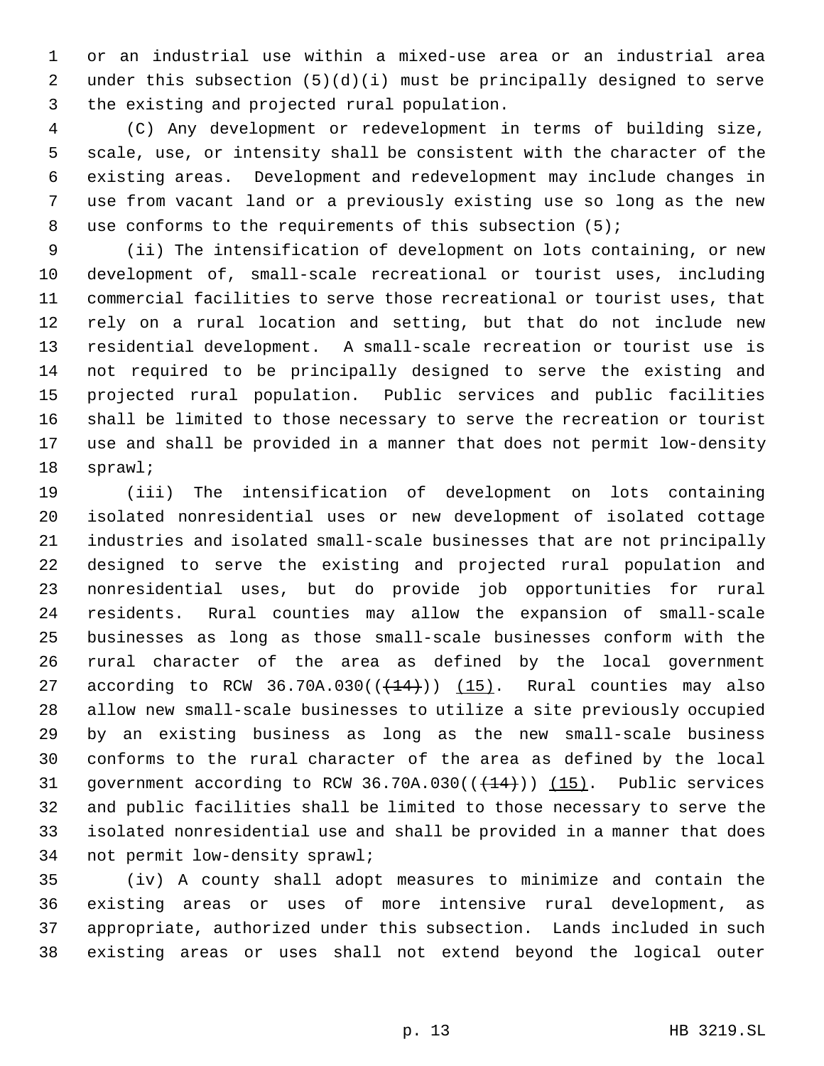or an industrial use within a mixed-use area or an industrial area under this subsection (5)(d)(i) must be principally designed to serve the existing and projected rural population.

(C) Any development or redevelopment in terms of building size, scale, use, or intensity shall be consistent with the character of the existing areas. Development and redevelopment may include changes in use from vacant land or a previously existing use so long as the new use conforms to the requirements of this subsection (5);

(ii) The intensification of development on lots containing, or new development of, small-scale recreational or tourist uses, including commercial facilities to serve those recreational or tourist uses, that rely on a rural location and setting, but that do not include new residential development. A small-scale recreation or tourist use is not required to be principally designed to serve the existing and projected rural population. Public services and public facilities shall be limited to those necessary to serve the recreation or tourist use and shall be provided in a manner that does not permit low-density sprawl;

(iii) The intensification of development on lots containing isolated nonresidential uses or new development of isolated cottage industries and isolated small-scale businesses that are not principally designed to serve the existing and projected rural population and nonresidential uses, but do provide job opportunities for rural residents. Rural counties may allow the expansion of small-scale businesses as long as those small-scale businesses conform with the rural character of the area as defined by the local government according to RCW 36.70A.030(( ~~(14)~~ )) (15). Rural counties may also allow new small-scale businesses to utilize a site previously occupied by an existing business as long as the new small-scale business conforms to the rural character of the area as defined by the local government according to RCW 36.70A.030(( ~~(14)~~ )) (15). Public services and public facilities shall be limited to those necessary to serve the isolated nonresidential use and shall be provided in a manner that does not permit low-density sprawl;

(iv) A county shall adopt measures to minimize and contain the existing areas or uses of more intensive rural development, as appropriate, authorized under this subsection. Lands included in such existing areas or uses shall not extend beyond the logical outer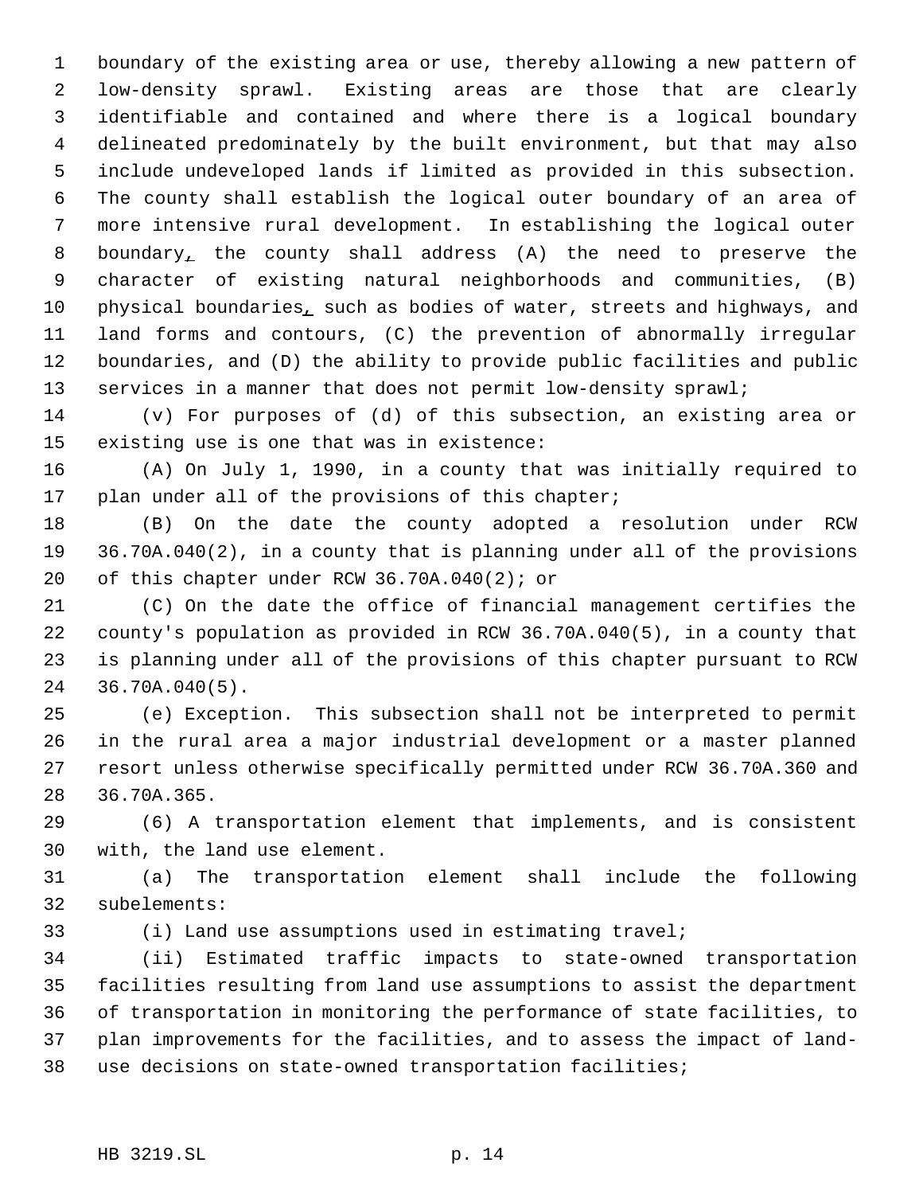boundary of the existing area or use, thereby allowing a new pattern of low-density sprawl. Existing areas are those that are clearly identifiable and contained and where there is a logical boundary delineated predominately by the built environment, but that may also include undeveloped lands if limited as provided in this subsection. The county shall establish the logical outer boundary of an area of more intensive rural development. In establishing the logical outer boundary, the county shall address (A) the need to preserve the character of existing natural neighborhoods and communities, (B) physical boundaries, such as bodies of water, streets and highways, and land forms and contours, (C) the prevention of abnormally irregular boundaries, and (D) the ability to provide public facilities and public services in a manner that does not permit low-density sprawl;

(v) For purposes of (d) of this subsection, an existing area or existing use is one that was in existence:

(A) On July 1, 1990, in a county that was initially required to plan under all of the provisions of this chapter;

(B) On the date the county adopted a resolution under RCW 36.70A.040(2), in a county that is planning under all of the provisions of this chapter under RCW 36.70A.040(2); or

(C) On the date the office of financial management certifies the county's population as provided in RCW 36.70A.040(5), in a county that is planning under all of the provisions of this chapter pursuant to RCW 36.70A.040(5).

(e) Exception. This subsection shall not be interpreted to permit in the rural area a major industrial development or a master planned resort unless otherwise specifically permitted under RCW 36.70A.360 and 36.70A.365.

(6) A transportation element that implements, and is consistent with, the land use element.

(a) The transportation element shall include the following subelements:

(i) Land use assumptions used in estimating travel;

(ii) Estimated traffic impacts to state-owned transportation facilities resulting from land use assumptions to assist the department of transportation in monitoring the performance of state facilities, to plan improvements for the facilities, and to assess the impact of land-use decisions on state-owned transportation facilities;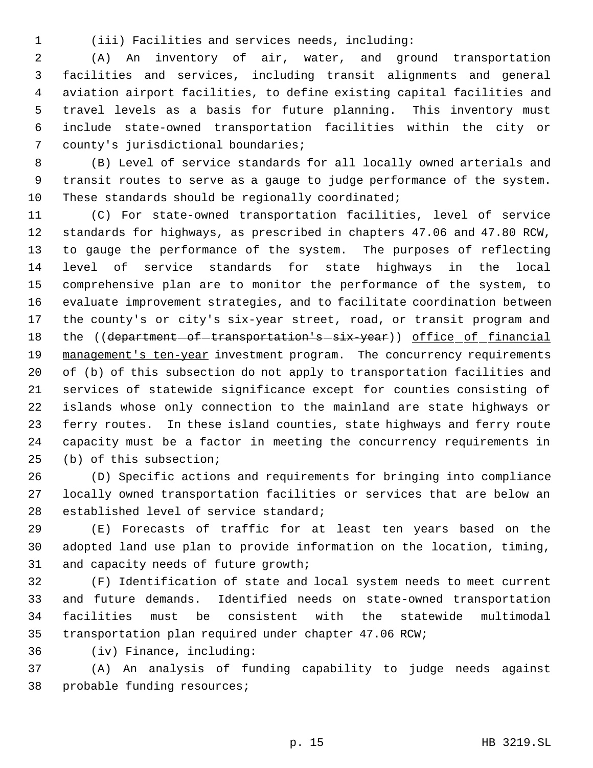(iii) Facilities and services needs, including:

(A) An inventory of air, water, and ground transportation facilities and services, including transit alignments and general aviation airport facilities, to define existing capital facilities and travel levels as a basis for future planning. This inventory must include state-owned transportation facilities within the city or county's jurisdictional boundaries;

(B) Level of service standards for all locally owned arterials and transit routes to serve as a gauge to judge performance of the system. These standards should be regionally coordinated;

(C) For state-owned transportation facilities, level of service standards for highways, as prescribed in chapters 47.06 and 47.80 RCW, to gauge the performance of the system. The purposes of reflecting level of service standards for state highways in the local comprehensive plan are to monitor the performance of the system, to evaluate improvement strategies, and to facilitate coordination between the county's or city's six-year street, road, or transit program and the ((~~department of transportation's six-year~~)) office of financial management's ten-year investment program. The concurrency requirements of (b) of this subsection do not apply to transportation facilities and services of statewide significance except for counties consisting of islands whose only connection to the mainland are state highways or ferry routes. In these island counties, state highways and ferry route capacity must be a factor in meeting the concurrency requirements in (b) of this subsection;

(D) Specific actions and requirements for bringing into compliance locally owned transportation facilities or services that are below an established level of service standard;

(E) Forecasts of traffic for at least ten years based on the adopted land use plan to provide information on the location, timing, and capacity needs of future growth;

(F) Identification of state and local system needs to meet current and future demands. Identified needs on state-owned transportation facilities must be consistent with the statewide multimodal transportation plan required under chapter 47.06 RCW;

(iv) Finance, including:

(A) An analysis of funding capability to judge needs against probable funding resources;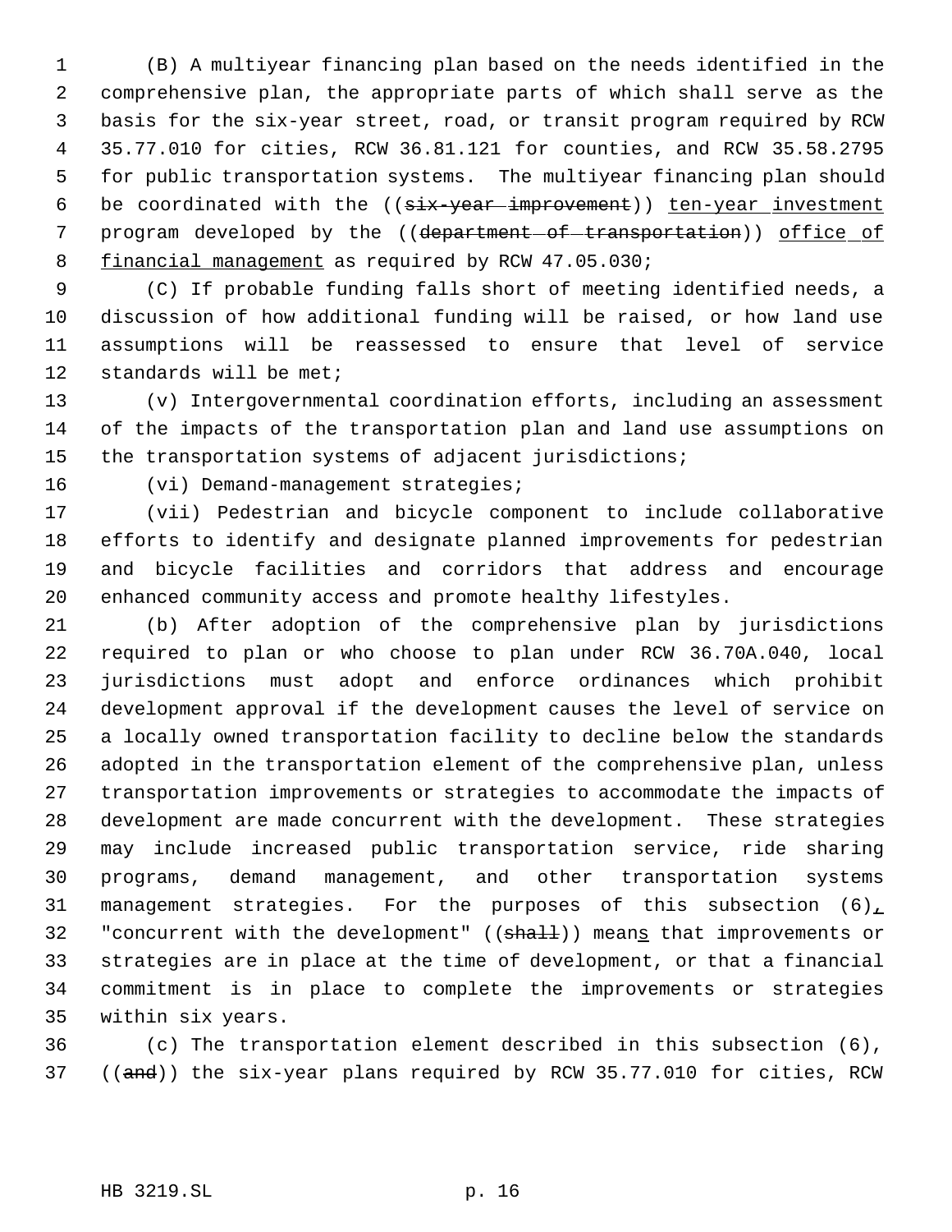(B) A multiyear financing plan based on the needs identified in the comprehensive plan, the appropriate parts of which shall serve as the basis for the six-year street, road, or transit program required by RCW 35.77.010 for cities, RCW 36.81.121 for counties, and RCW 35.58.2795 for public transportation systems. The multiyear financing plan should be coordinated with the ((~~six-year improvement~~)) <u>ten-year investment</u> program developed by the ((~~department of transportation~~)) <u>office of financial management</u> as required by RCW 47.05.030;

(C) If probable funding falls short of meeting identified needs, a discussion of how additional funding will be raised, or how land use assumptions will be reassessed to ensure that level of service standards will be met;

(v) Intergovernmental coordination efforts, including an assessment of the impacts of the transportation plan and land use assumptions on the transportation systems of adjacent jurisdictions;

(vi) Demand-management strategies;

(vii) Pedestrian and bicycle component to include collaborative efforts to identify and designate planned improvements for pedestrian and bicycle facilities and corridors that address and encourage enhanced community access and promote healthy lifestyles.

(b) After adoption of the comprehensive plan by jurisdictions required to plan or who choose to plan under RCW 36.70A.040, local jurisdictions must adopt and enforce ordinances which prohibit development approval if the development causes the level of service on a locally owned transportation facility to decline below the standards adopted in the transportation element of the comprehensive plan, unless transportation improvements or strategies to accommodate the impacts of development are made concurrent with the development. These strategies may include increased public transportation service, ride sharing programs, demand management, and other transportation systems management strategies. For the purposes of this subsection (6)<u>,</u> "concurrent with the development" ((~~shall~~)) mean<u>s</u> that improvements or strategies are in place at the time of development, or that a financial commitment is in place to complete the improvements or strategies within six years.

(c) The transportation element described in this subsection (6), ((~~and~~)) the six-year plans required by RCW 35.77.010 for cities, RCW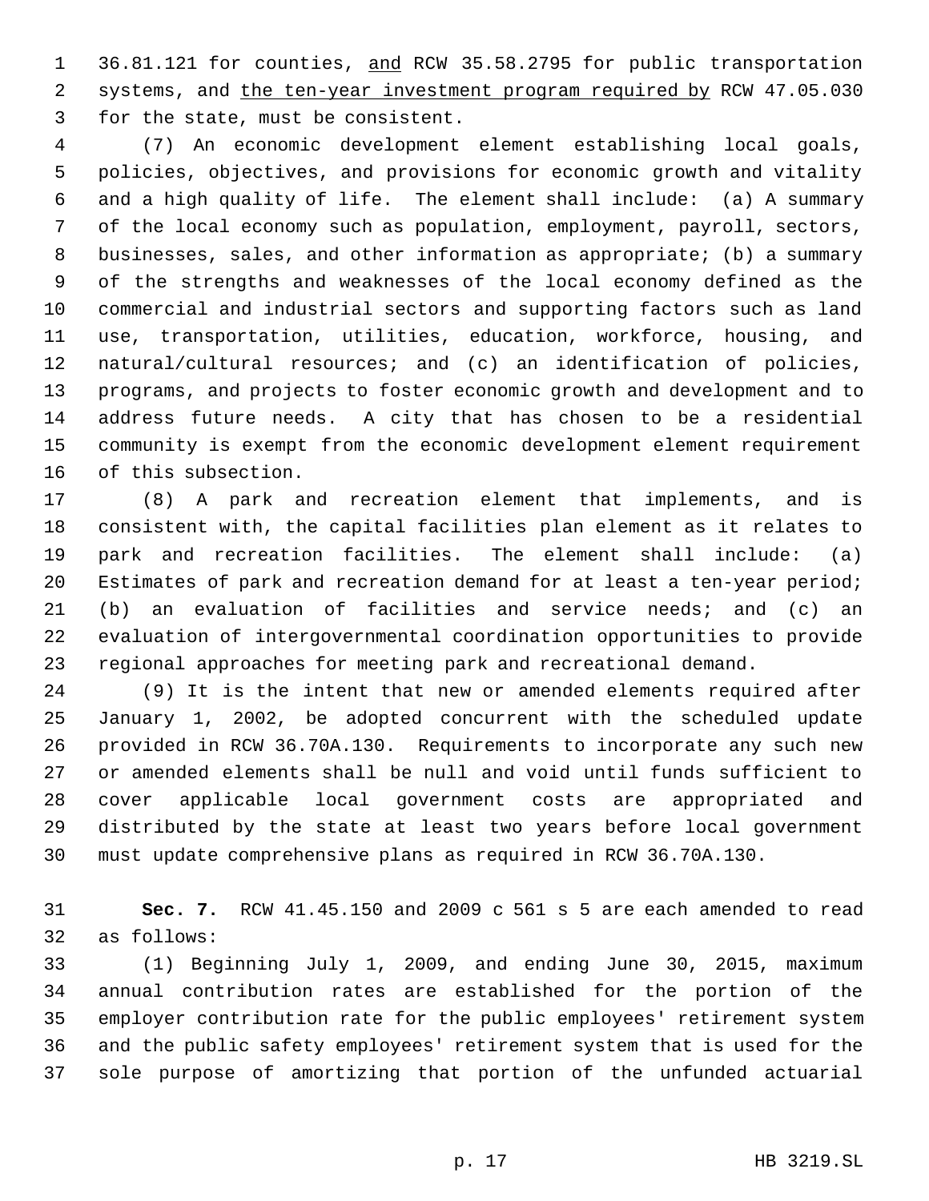36.81.121 for counties, <u>and</u> RCW 35.58.2795 for public transportation systems, and <u>the ten-year investment program required by</u> RCW 47.05.030 for the state, must be consistent.

(7) An economic development element establishing local goals, policies, objectives, and provisions for economic growth and vitality and a high quality of life. The element shall include: (a) A summary of the local economy such as population, employment, payroll, sectors, businesses, sales, and other information as appropriate; (b) a summary of the strengths and weaknesses of the local economy defined as the commercial and industrial sectors and supporting factors such as land use, transportation, utilities, education, workforce, housing, and natural/cultural resources; and (c) an identification of policies, programs, and projects to foster economic growth and development and to address future needs. A city that has chosen to be a residential community is exempt from the economic development element requirement of this subsection.

(8) A park and recreation element that implements, and is consistent with, the capital facilities plan element as it relates to park and recreation facilities. The element shall include: (a) Estimates of park and recreation demand for at least a ten-year period; (b) an evaluation of facilities and service needs; and (c) an evaluation of intergovernmental coordination opportunities to provide regional approaches for meeting park and recreational demand.

(9) It is the intent that new or amended elements required after January 1, 2002, be adopted concurrent with the scheduled update provided in RCW 36.70A.130. Requirements to incorporate any such new or amended elements shall be null and void until funds sufficient to cover applicable local government costs are appropriated and distributed by the state at least two years before local government must update comprehensive plans as required in RCW 36.70A.130.

**Sec. 7.** RCW 41.45.150 and 2009 c 561 s 5 are each amended to read as follows:

(1) Beginning July 1, 2009, and ending June 30, 2015, maximum annual contribution rates are established for the portion of the employer contribution rate for the public employees' retirement system and the public safety employees' retirement system that is used for the sole purpose of amortizing that portion of the unfunded actuarial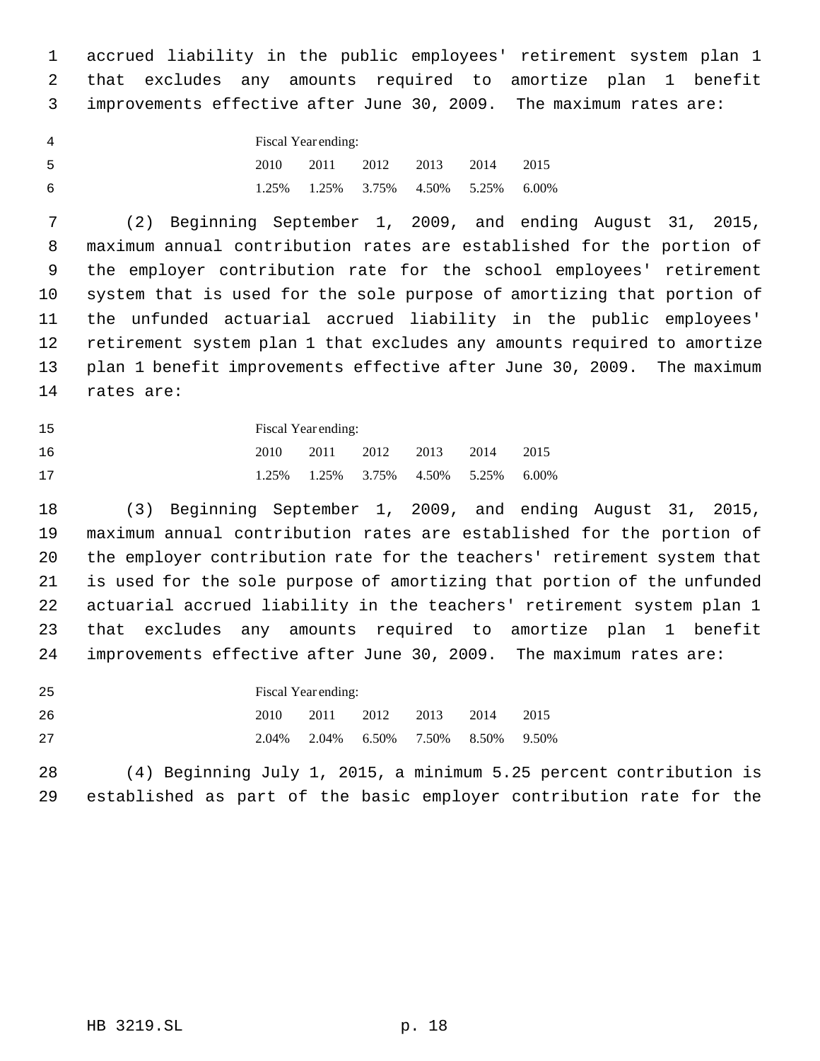accrued liability in the public employees' retirement system plan 1 that excludes any amounts required to amortize plan 1 benefit improvements effective after June 30, 2009. The maximum rates are:

| Fiscal Year ending: | | | | | |
|---|---|---|---|---|---|
| 2010 | 2011 | 2012 | 2013 | 2014 | 2015 |
| 1.25% | 1.25% | 3.75% | 4.50% | 5.25% | 6.00% |

(2) Beginning September 1, 2009, and ending August 31, 2015, maximum annual contribution rates are established for the portion of the employer contribution rate for the school employees' retirement system that is used for the sole purpose of amortizing that portion of the unfunded actuarial accrued liability in the public employees' retirement system plan 1 that excludes any amounts required to amortize plan 1 benefit improvements effective after June 30, 2009. The maximum rates are:

| Fiscal Year ending: | | | | | |
|---|---|---|---|---|---|
| 2010 | 2011 | 2012 | 2013 | 2014 | 2015 |
| 1.25% | 1.25% | 3.75% | 4.50% | 5.25% | 6.00% |

(3) Beginning September 1, 2009, and ending August 31, 2015, maximum annual contribution rates are established for the portion of the employer contribution rate for the teachers' retirement system that is used for the sole purpose of amortizing that portion of the unfunded actuarial accrued liability in the teachers' retirement system plan 1 that excludes any amounts required to amortize plan 1 benefit improvements effective after June 30, 2009. The maximum rates are:

| Fiscal Year ending: | | | | | |
|---|---|---|---|---|---|
| 2010 | 2011 | 2012 | 2013 | 2014 | 2015 |
| 2.04% | 2.04% | 6.50% | 7.50% | 8.50% | 9.50% |

(4) Beginning July 1, 2015, a minimum 5.25 percent contribution is established as part of the basic employer contribution rate for the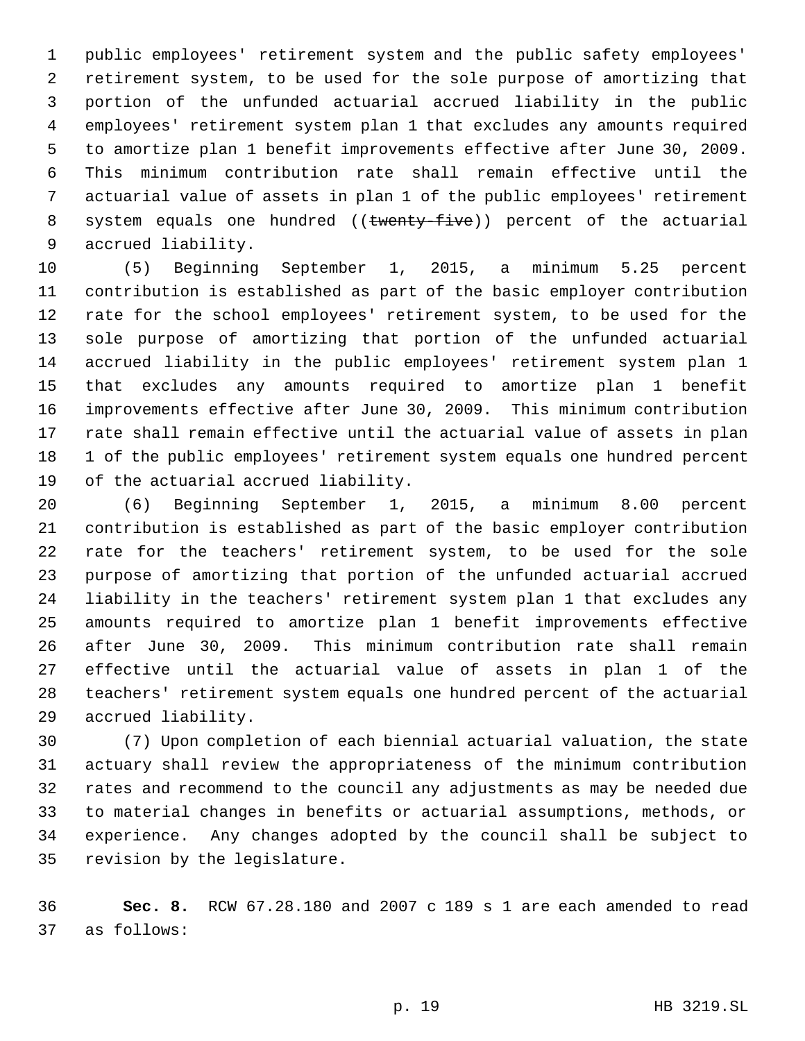public employees' retirement system and the public safety employees' retirement system, to be used for the sole purpose of amortizing that portion of the unfunded actuarial accrued liability in the public employees' retirement system plan 1 that excludes any amounts required to amortize plan 1 benefit improvements effective after June 30, 2009. This minimum contribution rate shall remain effective until the actuarial value of assets in plan 1 of the public employees' retirement system equals one hundred ((~~twenty-five~~)) percent of the actuarial accrued liability.

(5) Beginning September 1, 2015, a minimum 5.25 percent contribution is established as part of the basic employer contribution rate for the school employees' retirement system, to be used for the sole purpose of amortizing that portion of the unfunded actuarial accrued liability in the public employees' retirement system plan 1 that excludes any amounts required to amortize plan 1 benefit improvements effective after June 30, 2009. This minimum contribution rate shall remain effective until the actuarial value of assets in plan 1 of the public employees' retirement system equals one hundred percent of the actuarial accrued liability.

(6) Beginning September 1, 2015, a minimum 8.00 percent contribution is established as part of the basic employer contribution rate for the teachers' retirement system, to be used for the sole purpose of amortizing that portion of the unfunded actuarial accrued liability in the teachers' retirement system plan 1 that excludes any amounts required to amortize plan 1 benefit improvements effective after June 30, 2009. This minimum contribution rate shall remain effective until the actuarial value of assets in plan 1 of the teachers' retirement system equals one hundred percent of the actuarial accrued liability.

(7) Upon completion of each biennial actuarial valuation, the state actuary shall review the appropriateness of the minimum contribution rates and recommend to the council any adjustments as may be needed due to material changes in benefits or actuarial assumptions, methods, or experience. Any changes adopted by the council shall be subject to revision by the legislature.

**Sec. 8.** RCW 67.28.180 and 2007 c 189 s 1 are each amended to read as follows: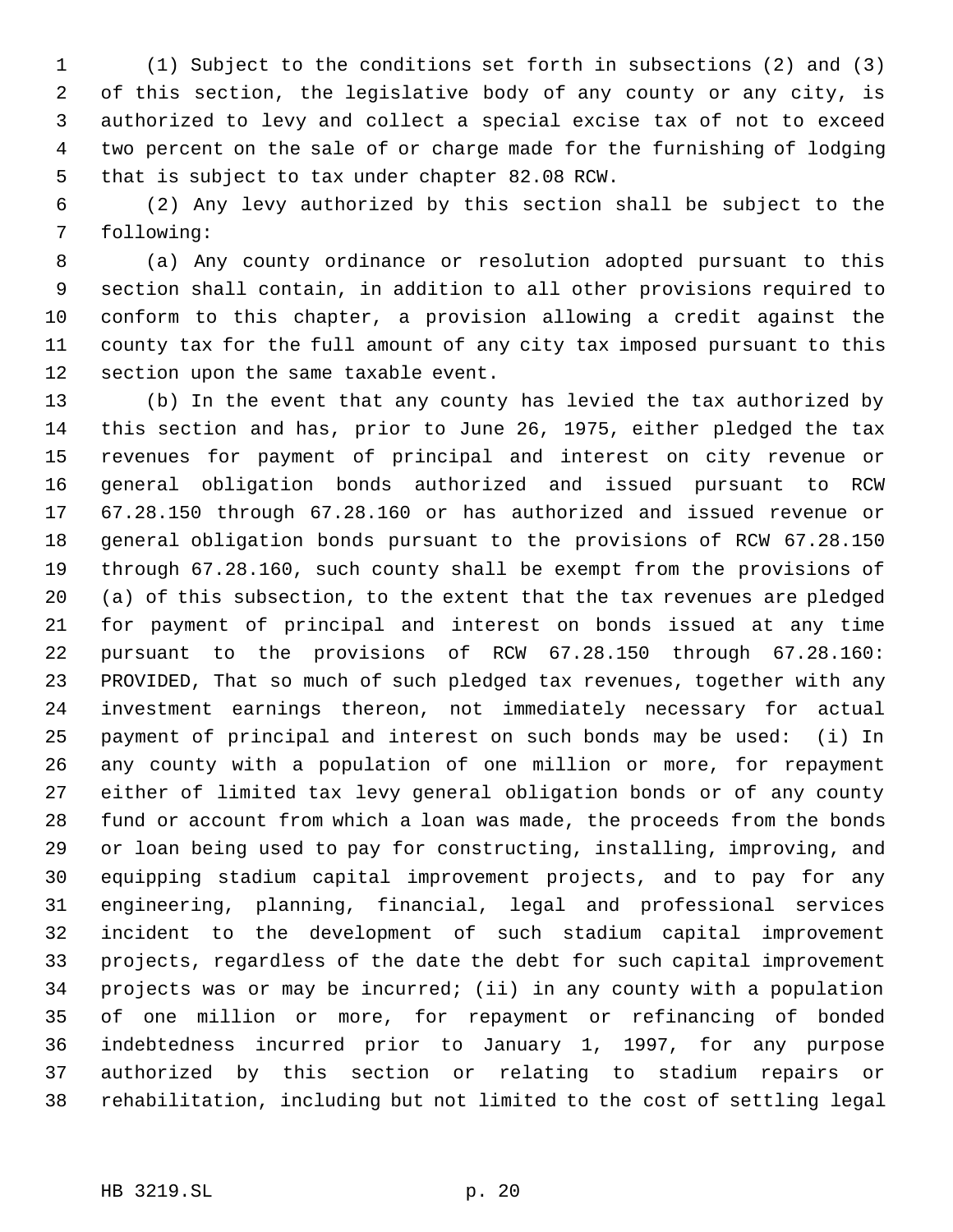(1) Subject to the conditions set forth in subsections (2) and (3) of this section, the legislative body of any county or any city, is authorized to levy and collect a special excise tax of not to exceed two percent on the sale of or charge made for the furnishing of lodging that is subject to tax under chapter 82.08 RCW.

(2) Any levy authorized by this section shall be subject to the following:

(a) Any county ordinance or resolution adopted pursuant to this section shall contain, in addition to all other provisions required to conform to this chapter, a provision allowing a credit against the county tax for the full amount of any city tax imposed pursuant to this section upon the same taxable event.

(b) In the event that any county has levied the tax authorized by this section and has, prior to June 26, 1975, either pledged the tax revenues for payment of principal and interest on city revenue or general obligation bonds authorized and issued pursuant to RCW 67.28.150 through 67.28.160 or has authorized and issued revenue or general obligation bonds pursuant to the provisions of RCW 67.28.150 through 67.28.160, such county shall be exempt from the provisions of (a) of this subsection, to the extent that the tax revenues are pledged for payment of principal and interest on bonds issued at any time pursuant to the provisions of RCW 67.28.150 through 67.28.160: PROVIDED, That so much of such pledged tax revenues, together with any investment earnings thereon, not immediately necessary for actual payment of principal and interest on such bonds may be used: (i) In any county with a population of one million or more, for repayment either of limited tax levy general obligation bonds or of any county fund or account from which a loan was made, the proceeds from the bonds or loan being used to pay for constructing, installing, improving, and equipping stadium capital improvement projects, and to pay for any engineering, planning, financial, legal and professional services incident to the development of such stadium capital improvement projects, regardless of the date the debt for such capital improvement projects was or may be incurred; (ii) in any county with a population of one million or more, for repayment or refinancing of bonded indebtedness incurred prior to January 1, 1997, for any purpose authorized by this section or relating to stadium repairs or rehabilitation, including but not limited to the cost of settling legal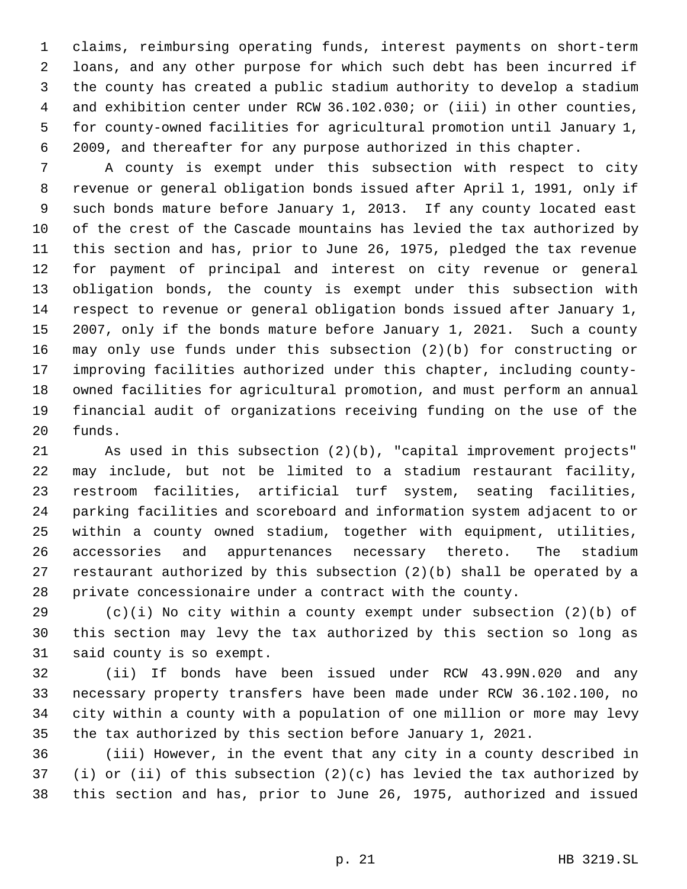claims, reimbursing operating funds, interest payments on short-term loans, and any other purpose for which such debt has been incurred if the county has created a public stadium authority to develop a stadium and exhibition center under RCW 36.102.030; or (iii) in other counties, for county-owned facilities for agricultural promotion until January 1, 2009, and thereafter for any purpose authorized in this chapter.

A county is exempt under this subsection with respect to city revenue or general obligation bonds issued after April 1, 1991, only if such bonds mature before January 1, 2013. If any county located east of the crest of the Cascade mountains has levied the tax authorized by this section and has, prior to June 26, 1975, pledged the tax revenue for payment of principal and interest on city revenue or general obligation bonds, the county is exempt under this subsection with respect to revenue or general obligation bonds issued after January 1, 2007, only if the bonds mature before January 1, 2021. Such a county may only use funds under this subsection (2)(b) for constructing or improving facilities authorized under this chapter, including county-owned facilities for agricultural promotion, and must perform an annual financial audit of organizations receiving funding on the use of the funds.

As used in this subsection (2)(b), "capital improvement projects" may include, but not be limited to a stadium restaurant facility, restroom facilities, artificial turf system, seating facilities, parking facilities and scoreboard and information system adjacent to or within a county owned stadium, together with equipment, utilities, accessories and appurtenances necessary thereto. The stadium restaurant authorized by this subsection (2)(b) shall be operated by a private concessionaire under a contract with the county.

(c)(i) No city within a county exempt under subsection (2)(b) of this section may levy the tax authorized by this section so long as said county is so exempt.

(ii) If bonds have been issued under RCW 43.99N.020 and any necessary property transfers have been made under RCW 36.102.100, no city within a county with a population of one million or more may levy the tax authorized by this section before January 1, 2021.

(iii) However, in the event that any city in a county described in (i) or (ii) of this subsection (2)(c) has levied the tax authorized by this section and has, prior to June 26, 1975, authorized and issued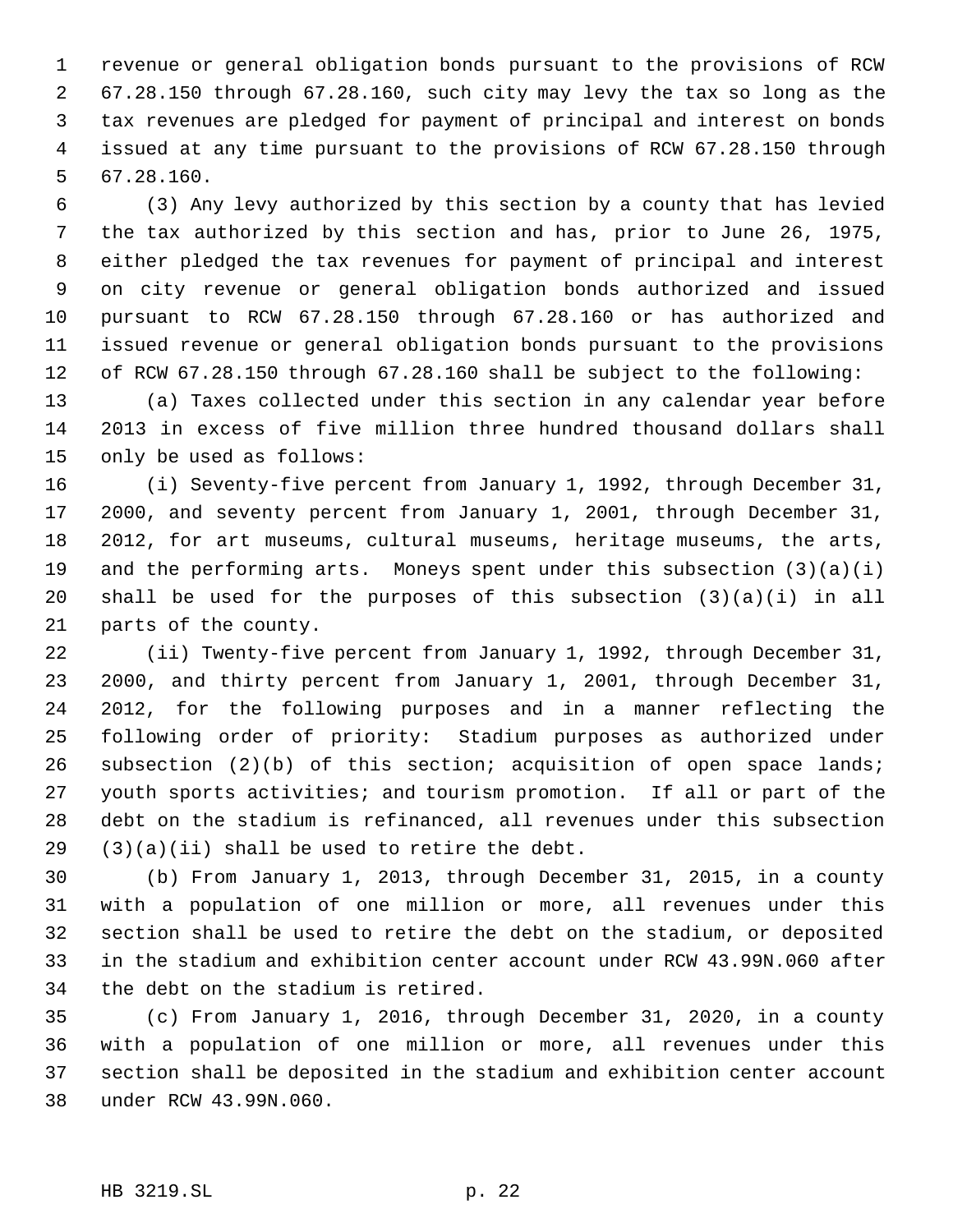revenue or general obligation bonds pursuant to the provisions of RCW 67.28.150 through 67.28.160, such city may levy the tax so long as the tax revenues are pledged for payment of principal and interest on bonds issued at any time pursuant to the provisions of RCW 67.28.150 through 67.28.160.

(3) Any levy authorized by this section by a county that has levied the tax authorized by this section and has, prior to June 26, 1975, either pledged the tax revenues for payment of principal and interest on city revenue or general obligation bonds authorized and issued pursuant to RCW 67.28.150 through 67.28.160 or has authorized and issued revenue or general obligation bonds pursuant to the provisions of RCW 67.28.150 through 67.28.160 shall be subject to the following:

(a) Taxes collected under this section in any calendar year before 2013 in excess of five million three hundred thousand dollars shall only be used as follows:

(i) Seventy-five percent from January 1, 1992, through December 31, 2000, and seventy percent from January 1, 2001, through December 31, 2012, for art museums, cultural museums, heritage museums, the arts, and the performing arts. Moneys spent under this subsection (3)(a)(i) shall be used for the purposes of this subsection (3)(a)(i) in all parts of the county.

(ii) Twenty-five percent from January 1, 1992, through December 31, 2000, and thirty percent from January 1, 2001, through December 31, 2012, for the following purposes and in a manner reflecting the following order of priority: Stadium purposes as authorized under subsection (2)(b) of this section; acquisition of open space lands; youth sports activities; and tourism promotion. If all or part of the debt on the stadium is refinanced, all revenues under this subsection (3)(a)(ii) shall be used to retire the debt.

(b) From January 1, 2013, through December 31, 2015, in a county with a population of one million or more, all revenues under this section shall be used to retire the debt on the stadium, or deposited in the stadium and exhibition center account under RCW 43.99N.060 after the debt on the stadium is retired.

(c) From January 1, 2016, through December 31, 2020, in a county with a population of one million or more, all revenues under this section shall be deposited in the stadium and exhibition center account under RCW 43.99N.060.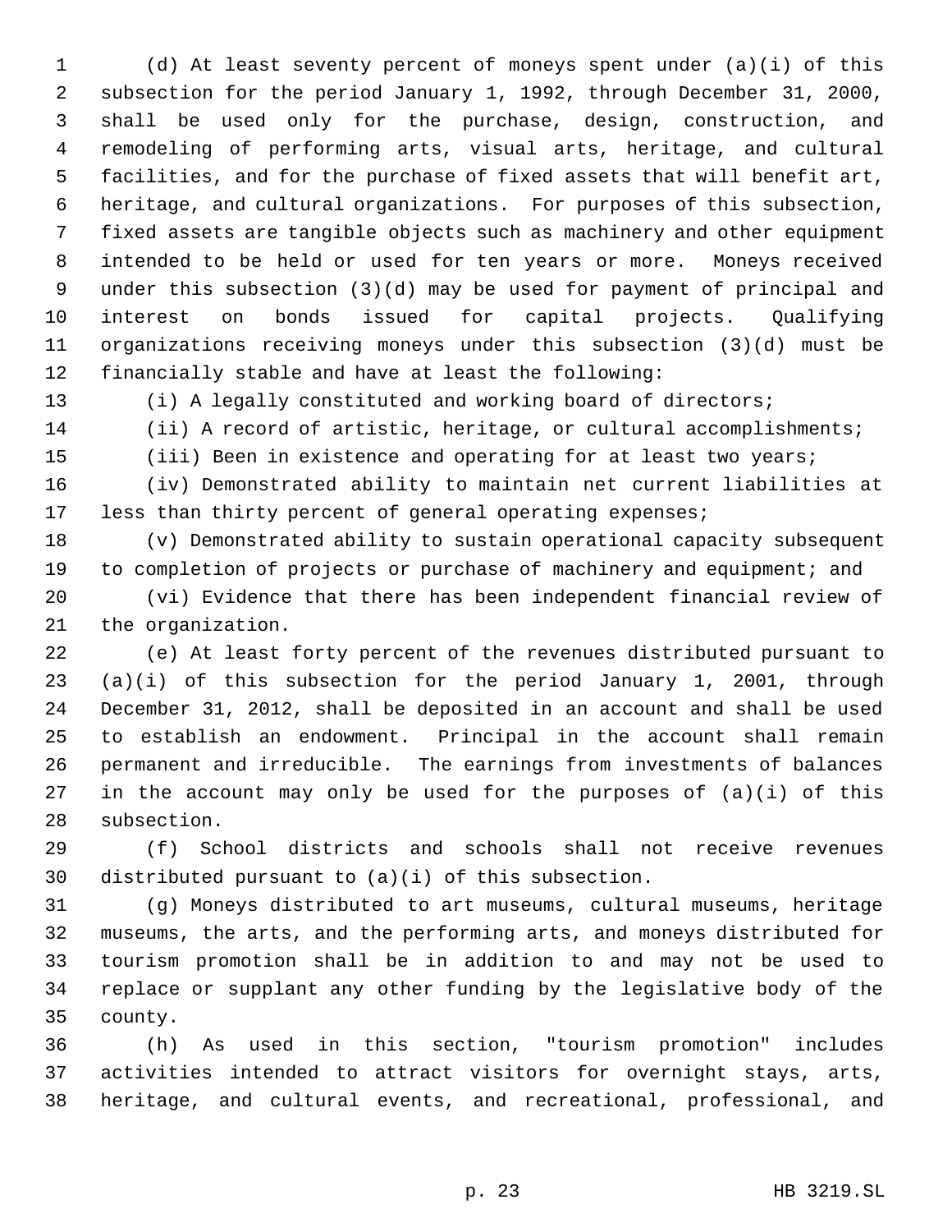(d) At least seventy percent of moneys spent under (a)(i) of this subsection for the period January 1, 1992, through December 31, 2000, shall be used only for the purchase, design, construction, and remodeling of performing arts, visual arts, heritage, and cultural facilities, and for the purchase of fixed assets that will benefit art, heritage, and cultural organizations. For purposes of this subsection, fixed assets are tangible objects such as machinery and other equipment intended to be held or used for ten years or more. Moneys received under this subsection (3)(d) may be used for payment of principal and interest on bonds issued for capital projects. Qualifying organizations receiving moneys under this subsection (3)(d) must be financially stable and have at least the following:

(i) A legally constituted and working board of directors;

(ii) A record of artistic, heritage, or cultural accomplishments;

(iii) Been in existence and operating for at least two years;

(iv) Demonstrated ability to maintain net current liabilities at less than thirty percent of general operating expenses;

(v) Demonstrated ability to sustain operational capacity subsequent to completion of projects or purchase of machinery and equipment; and

(vi) Evidence that there has been independent financial review of the organization.

(e) At least forty percent of the revenues distributed pursuant to (a)(i) of this subsection for the period January 1, 2001, through December 31, 2012, shall be deposited in an account and shall be used to establish an endowment. Principal in the account shall remain permanent and irreducible. The earnings from investments of balances in the account may only be used for the purposes of (a)(i) of this subsection.

(f) School districts and schools shall not receive revenues distributed pursuant to (a)(i) of this subsection.

(g) Moneys distributed to art museums, cultural museums, heritage museums, the arts, and the performing arts, and moneys distributed for tourism promotion shall be in addition to and may not be used to replace or supplant any other funding by the legislative body of the county.

(h) As used in this section, "tourism promotion" includes activities intended to attract visitors for overnight stays, arts, heritage, and cultural events, and recreational, professional, and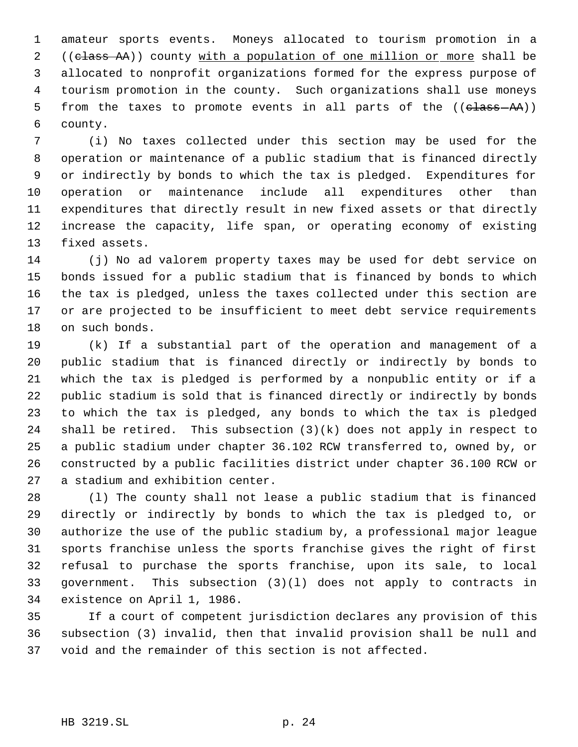amateur sports events. Moneys allocated to tourism promotion in a ((~~class AA~~)) county <u>with a population of one million or more</u> shall be allocated to nonprofit organizations formed for the express purpose of tourism promotion in the county. Such organizations shall use moneys from the taxes to promote events in all parts of the ((~~class AA~~)) county.

(i) No taxes collected under this section may be used for the operation or maintenance of a public stadium that is financed directly or indirectly by bonds to which the tax is pledged. Expenditures for operation or maintenance include all expenditures other than expenditures that directly result in new fixed assets or that directly increase the capacity, life span, or operating economy of existing fixed assets.

(j) No ad valorem property taxes may be used for debt service on bonds issued for a public stadium that is financed by bonds to which the tax is pledged, unless the taxes collected under this section are or are projected to be insufficient to meet debt service requirements on such bonds.

(k) If a substantial part of the operation and management of a public stadium that is financed directly or indirectly by bonds to which the tax is pledged is performed by a nonpublic entity or if a public stadium is sold that is financed directly or indirectly by bonds to which the tax is pledged, any bonds to which the tax is pledged shall be retired. This subsection (3)(k) does not apply in respect to a public stadium under chapter 36.102 RCW transferred to, owned by, or constructed by a public facilities district under chapter 36.100 RCW or a stadium and exhibition center.

(l) The county shall not lease a public stadium that is financed directly or indirectly by bonds to which the tax is pledged to, or authorize the use of the public stadium by, a professional major league sports franchise unless the sports franchise gives the right of first refusal to purchase the sports franchise, upon its sale, to local government. This subsection (3)(l) does not apply to contracts in existence on April 1, 1986.

If a court of competent jurisdiction declares any provision of this subsection (3) invalid, then that invalid provision shall be null and void and the remainder of this section is not affected.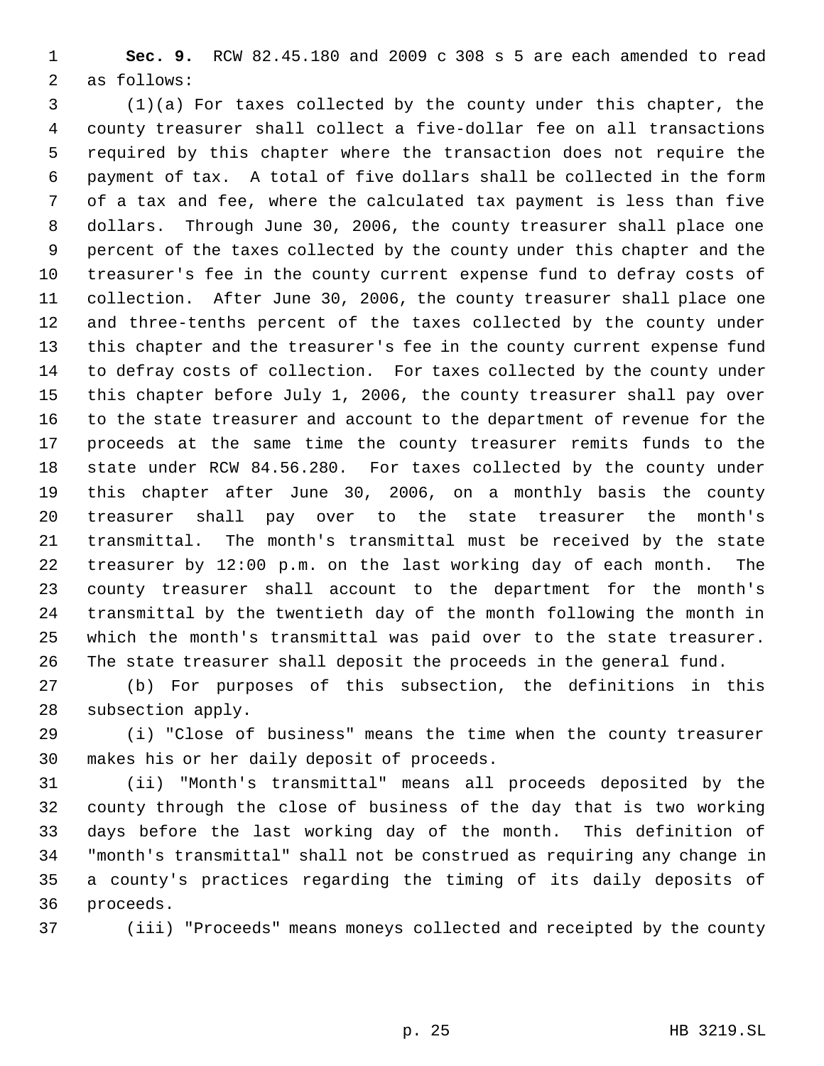**Sec. 9.** RCW 82.45.180 and 2009 c 308 s 5 are each amended to read as follows:

(1)(a) For taxes collected by the county under this chapter, the county treasurer shall collect a five-dollar fee on all transactions required by this chapter where the transaction does not require the payment of tax. A total of five dollars shall be collected in the form of a tax and fee, where the calculated tax payment is less than five dollars. Through June 30, 2006, the county treasurer shall place one percent of the taxes collected by the county under this chapter and the treasurer's fee in the county current expense fund to defray costs of collection. After June 30, 2006, the county treasurer shall place one and three-tenths percent of the taxes collected by the county under this chapter and the treasurer's fee in the county current expense fund to defray costs of collection. For taxes collected by the county under this chapter before July 1, 2006, the county treasurer shall pay over to the state treasurer and account to the department of revenue for the proceeds at the same time the county treasurer remits funds to the state under RCW 84.56.280. For taxes collected by the county under this chapter after June 30, 2006, on a monthly basis the county treasurer shall pay over to the state treasurer the month's transmittal. The month's transmittal must be received by the state treasurer by 12:00 p.m. on the last working day of each month. The county treasurer shall account to the department for the month's transmittal by the twentieth day of the month following the month in which the month's transmittal was paid over to the state treasurer. The state treasurer shall deposit the proceeds in the general fund.

(b) For purposes of this subsection, the definitions in this subsection apply.

(i) "Close of business" means the time when the county treasurer makes his or her daily deposit of proceeds.

(ii) "Month's transmittal" means all proceeds deposited by the county through the close of business of the day that is two working days before the last working day of the month. This definition of "month's transmittal" shall not be construed as requiring any change in a county's practices regarding the timing of its daily deposits of proceeds.

(iii) "Proceeds" means moneys collected and receipted by the county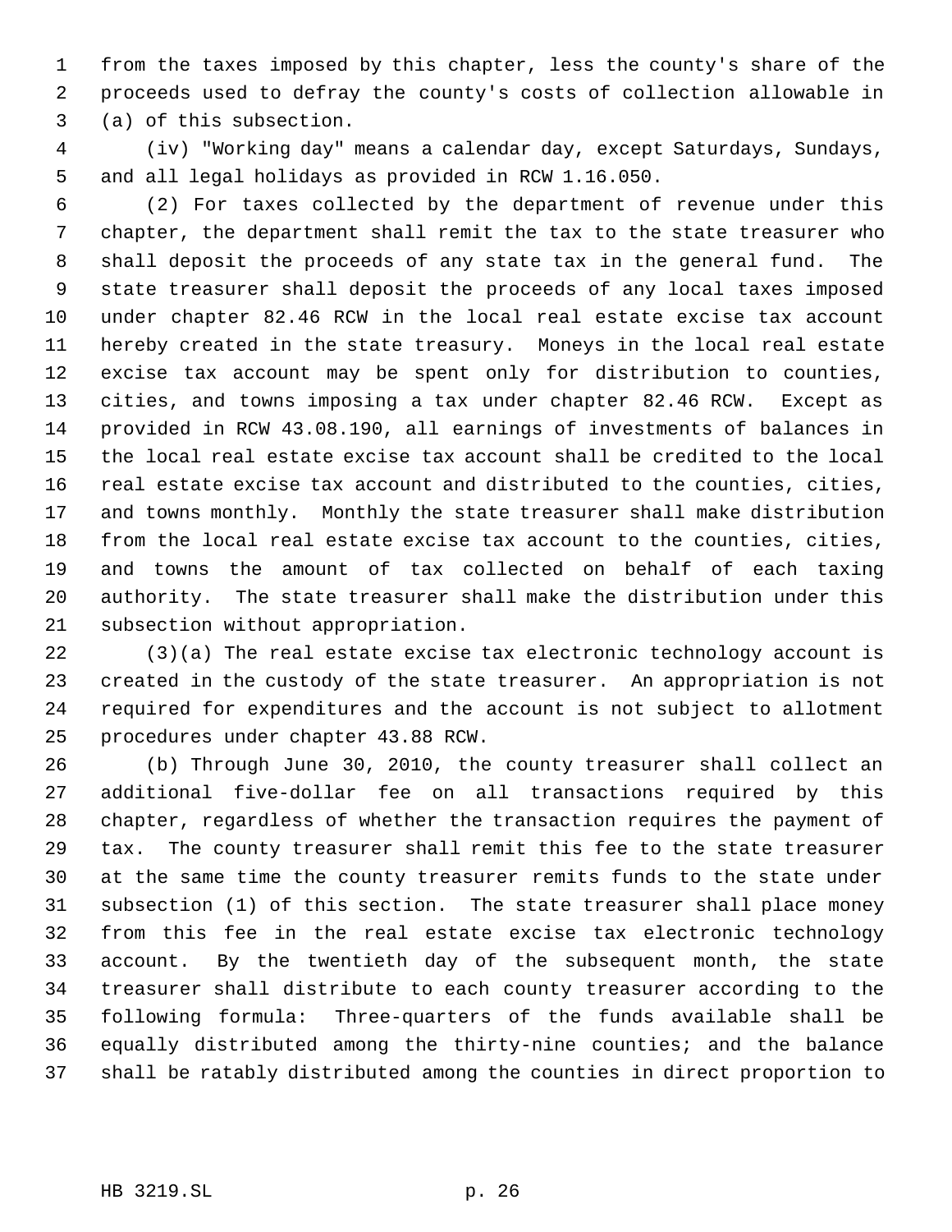from the taxes imposed by this chapter, less the county's share of the proceeds used to defray the county's costs of collection allowable in (a) of this subsection.

(iv) "Working day" means a calendar day, except Saturdays, Sundays, and all legal holidays as provided in RCW 1.16.050.

(2) For taxes collected by the department of revenue under this chapter, the department shall remit the tax to the state treasurer who shall deposit the proceeds of any state tax in the general fund. The state treasurer shall deposit the proceeds of any local taxes imposed under chapter 82.46 RCW in the local real estate excise tax account hereby created in the state treasury. Moneys in the local real estate excise tax account may be spent only for distribution to counties, cities, and towns imposing a tax under chapter 82.46 RCW. Except as provided in RCW 43.08.190, all earnings of investments of balances in the local real estate excise tax account shall be credited to the local real estate excise tax account and distributed to the counties, cities, and towns monthly. Monthly the state treasurer shall make distribution from the local real estate excise tax account to the counties, cities, and towns the amount of tax collected on behalf of each taxing authority. The state treasurer shall make the distribution under this subsection without appropriation.

(3)(a) The real estate excise tax electronic technology account is created in the custody of the state treasurer. An appropriation is not required for expenditures and the account is not subject to allotment procedures under chapter 43.88 RCW.

(b) Through June 30, 2010, the county treasurer shall collect an additional five-dollar fee on all transactions required by this chapter, regardless of whether the transaction requires the payment of tax. The county treasurer shall remit this fee to the state treasurer at the same time the county treasurer remits funds to the state under subsection (1) of this section. The state treasurer shall place money from this fee in the real estate excise tax electronic technology account. By the twentieth day of the subsequent month, the state treasurer shall distribute to each county treasurer according to the following formula: Three-quarters of the funds available shall be equally distributed among the thirty-nine counties; and the balance shall be ratably distributed among the counties in direct proportion to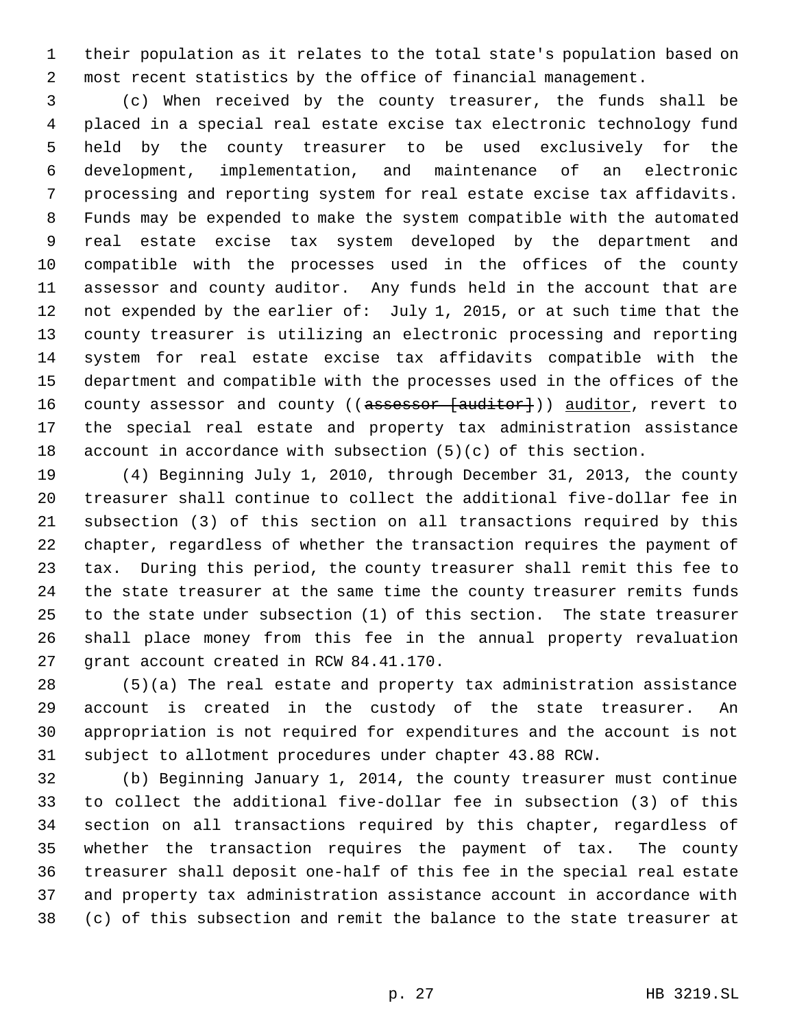their population as it relates to the total state's population based on most recent statistics by the office of financial management.

(c) When received by the county treasurer, the funds shall be placed in a special real estate excise tax electronic technology fund held by the county treasurer to be used exclusively for the development, implementation, and maintenance of an electronic processing and reporting system for real estate excise tax affidavits. Funds may be expended to make the system compatible with the automated real estate excise tax system developed by the department and compatible with the processes used in the offices of the county assessor and county auditor. Any funds held in the account that are not expended by the earlier of: July 1, 2015, or at such time that the county treasurer is utilizing an electronic processing and reporting system for real estate excise tax affidavits compatible with the department and compatible with the processes used in the offices of the county assessor and county ((~~assessor [auditor]~~)) auditor, revert to the special real estate and property tax administration assistance account in accordance with subsection (5)(c) of this section.

(4) Beginning July 1, 2010, through December 31, 2013, the county treasurer shall continue to collect the additional five-dollar fee in subsection (3) of this section on all transactions required by this chapter, regardless of whether the transaction requires the payment of tax. During this period, the county treasurer shall remit this fee to the state treasurer at the same time the county treasurer remits funds to the state under subsection (1) of this section. The state treasurer shall place money from this fee in the annual property revaluation grant account created in RCW 84.41.170.

(5)(a) The real estate and property tax administration assistance account is created in the custody of the state treasurer. An appropriation is not required for expenditures and the account is not subject to allotment procedures under chapter 43.88 RCW.

(b) Beginning January 1, 2014, the county treasurer must continue to collect the additional five-dollar fee in subsection (3) of this section on all transactions required by this chapter, regardless of whether the transaction requires the payment of tax. The county treasurer shall deposit one-half of this fee in the special real estate and property tax administration assistance account in accordance with (c) of this subsection and remit the balance to the state treasurer at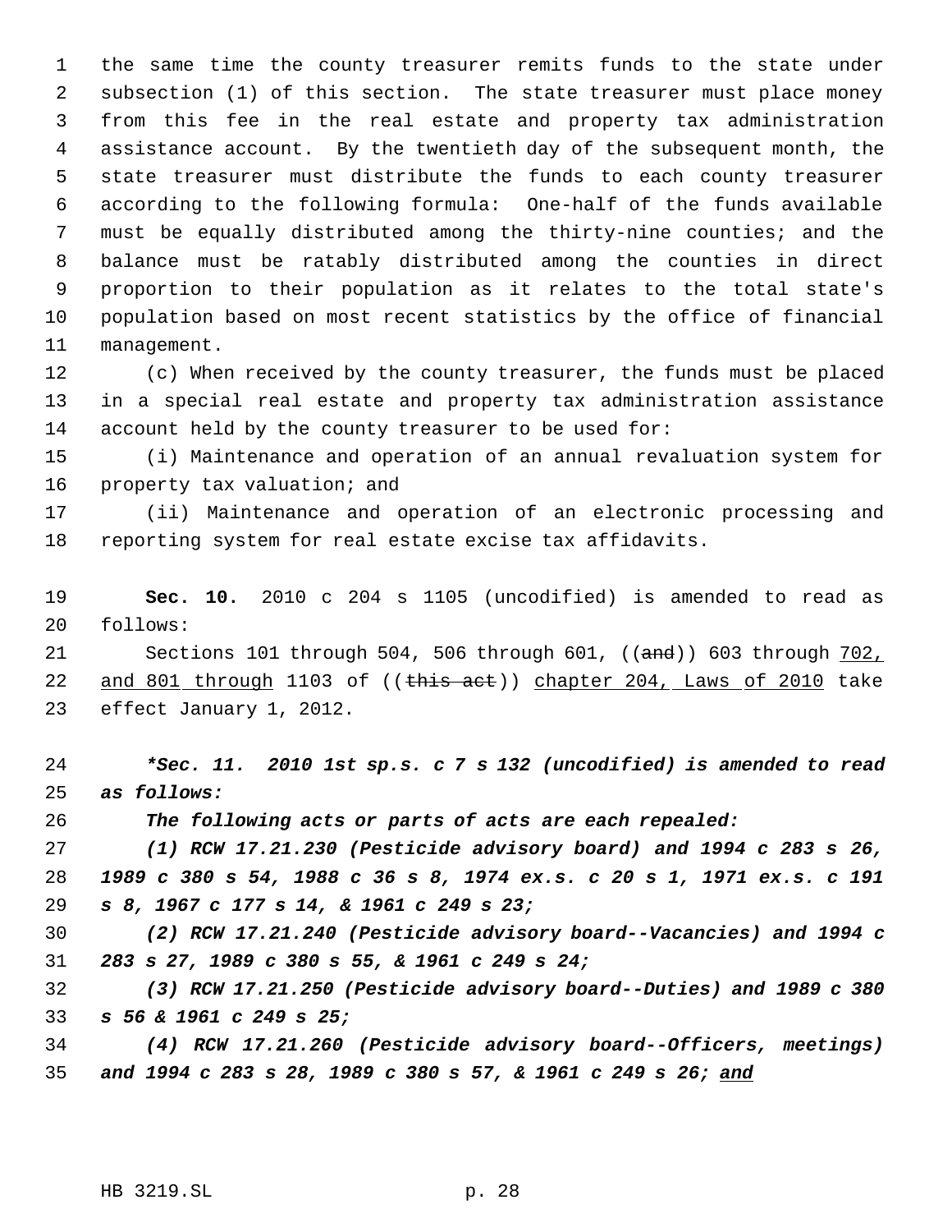the same time the county treasurer remits funds to the state under subsection (1) of this section. The state treasurer must place money from this fee in the real estate and property tax administration assistance account. By the twentieth day of the subsequent month, the state treasurer must distribute the funds to each county treasurer according to the following formula: One-half of the funds available must be equally distributed among the thirty-nine counties; and the balance must be ratably distributed among the counties in direct proportion to their population as it relates to the total state's population based on most recent statistics by the office of financial management.

(c) When received by the county treasurer, the funds must be placed in a special real estate and property tax administration assistance account held by the county treasurer to be used for:

(i) Maintenance and operation of an annual revaluation system for property tax valuation; and

(ii) Maintenance and operation of an electronic processing and reporting system for real estate excise tax affidavits.

**Sec. 10.** 2010 c 204 s 1105 (uncodified) is amended to read as follows:

Sections 101 through 504, 506 through 601, ((~~and~~)) 603 through <u>702, and 801 through</u> 1103 of ((~~this act~~)) <u>chapter 204, Laws of 2010</u> take effect January 1, 2012.

***\*Sec. 11. 2010 1st sp.s. c 7 s 132 (uncodified) is amended to read as follows:***

***The following acts or parts of acts are each repealed:***

***(1) RCW 17.21.230 (Pesticide advisory board) and 1994 c 283 s 26, 1989 c 380 s 54, 1988 c 36 s 8, 1974 ex.s. c 20 s 1, 1971 ex.s. c 191 s 8, 1967 c 177 s 14, & 1961 c 249 s 23;***

***(2) RCW 17.21.240 (Pesticide advisory board--Vacancies) and 1994 c 283 s 27, 1989 c 380 s 55, & 1961 c 249 s 24;***

***(3) RCW 17.21.250 (Pesticide advisory board--Duties) and 1989 c 380 s 56 & 1961 c 249 s 25;***

***(4) RCW 17.21.260 (Pesticide advisory board--Officers, meetings) and 1994 c 283 s 28, 1989 c 380 s 57, & 1961 c 249 s 26; <u>and</u>***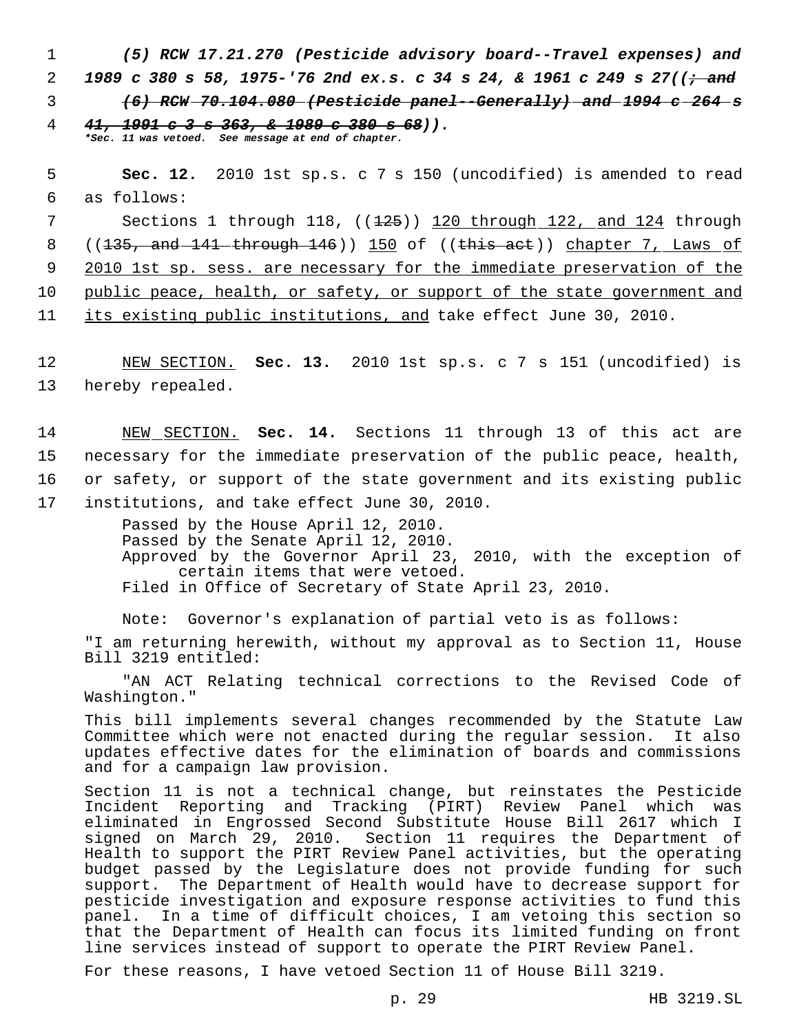*(5) RCW 17.21.270 (Pesticide advisory board--Travel expenses) and 1989 c 380 s 58, 1975-'76 2nd ex.s. c 34 s 24, & 1961 c 249 s 27((; and*

*(6) RCW 70.104.080 (Pesticide panel--Generally) and 1994 c 264 s 41, 1991 c 3 s 363, & 1989 c 380 s 68)).*

**\*Sec. 11 was vetoed. See message at end of chapter.**

**Sec. 12.** 2010 1st sp.s. c 7 s 150 (uncodified) is amended to read as follows:

Sections 1 through 118, ((125)) 120 through 122, and 124 through ((135, and 141 through 146)) 150 of ((this act)) chapter 7, Laws of 2010 1st sp. sess. are necessary for the immediate preservation of the public peace, health, or safety, or support of the state government and its existing public institutions, and take effect June 30, 2010.

NEW SECTION. **Sec. 13.** 2010 1st sp.s. c 7 s 151 (uncodified) is hereby repealed.

NEW SECTION. **Sec. 14.** Sections 11 through 13 of this act are necessary for the immediate preservation of the public peace, health, or safety, or support of the state government and its existing public institutions, and take effect June 30, 2010.

Passed by the House April 12, 2010.
Passed by the Senate April 12, 2010.
Approved by the Governor April 23, 2010, with the exception of certain items that were vetoed.
Filed in Office of Secretary of State April 23, 2010.

Note: Governor's explanation of partial veto is as follows:

"I am returning herewith, without my approval as to Section 11, House Bill 3219 entitled:

"AN ACT Relating technical corrections to the Revised Code of Washington."

This bill implements several changes recommended by the Statute Law Committee which were not enacted during the regular session. It also updates effective dates for the elimination of boards and commissions and for a campaign law provision.

Section 11 is not a technical change, but reinstates the Pesticide Incident Reporting and Tracking (PIRT) Review Panel which was eliminated in Engrossed Second Substitute House Bill 2617 which I signed on March 29, 2010. Section 11 requires the Department of Health to support the PIRT Review Panel activities, but the operating budget passed by the Legislature does not provide funding for such support. The Department of Health would have to decrease support for pesticide investigation and exposure response activities to fund this panel. In a time of difficult choices, I am vetoing this section so that the Department of Health can focus its limited funding on front line services instead of support to operate the PIRT Review Panel.

For these reasons, I have vetoed Section 11 of House Bill 3219.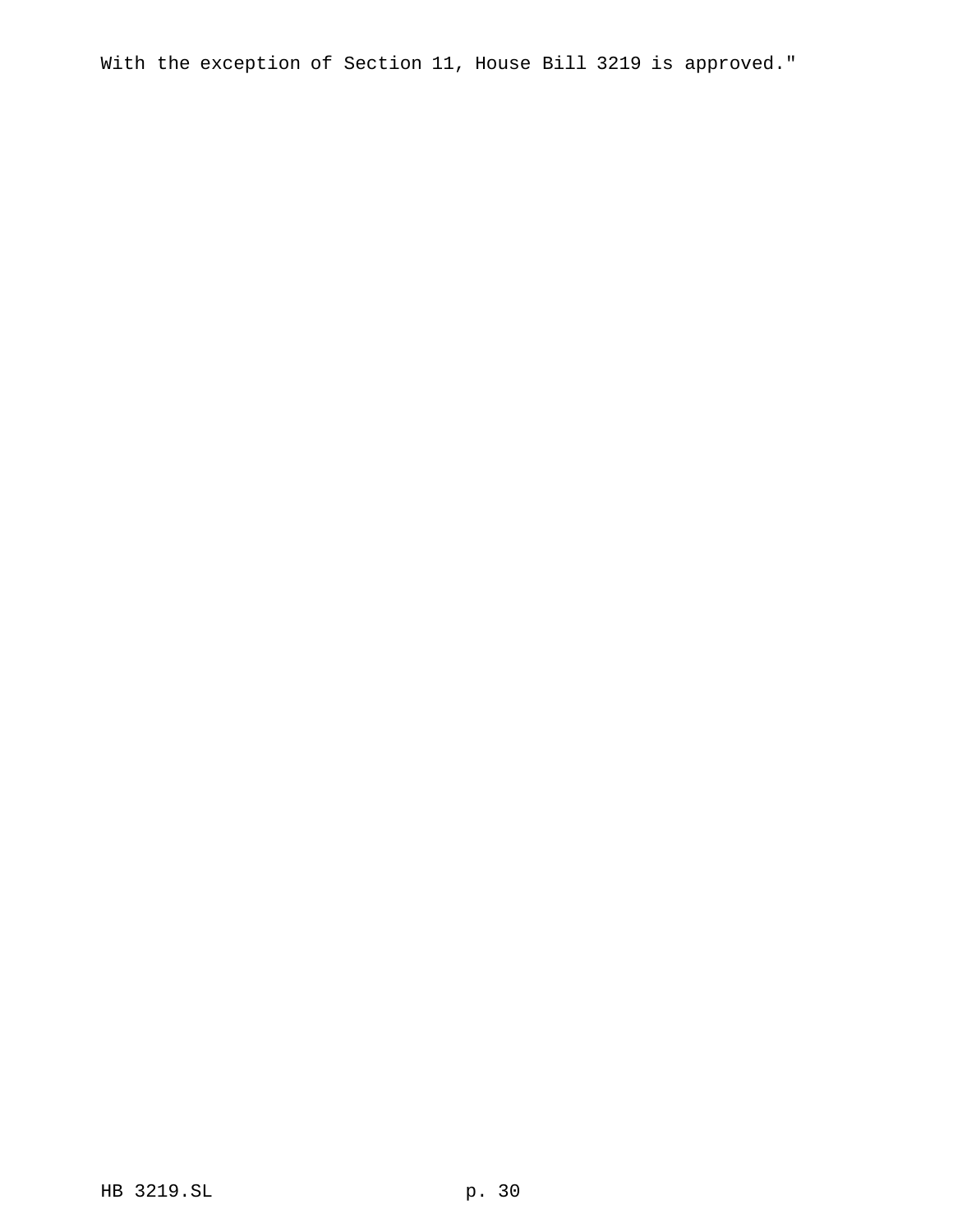With the exception of Section 11, House Bill 3219 is approved."